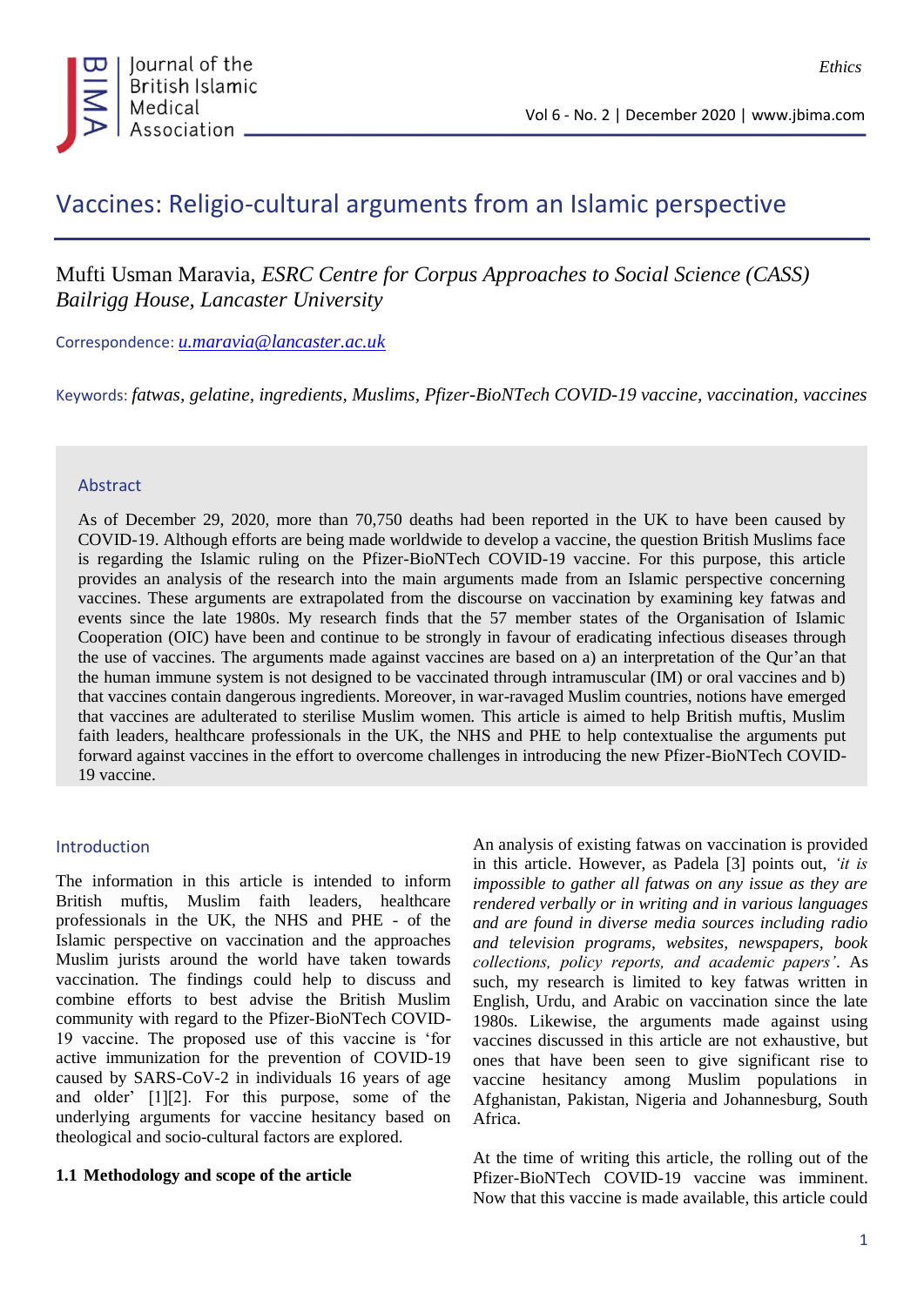# Vaccines: Religio-cultural arguments from an Islamic perspective

Mufti Usman Maravia, *ESRC Centre for Corpus Approaches to Social Science (CASS) Bailrigg House, Lancaster University*

Correspondence: *u.maravia@lancaster.ac.uk*

Keywords: *fatwas, gelatine, ingredients, Muslims, Pfizer-BioNTech COVID-19 vaccine, vaccination, vaccines*

## Abstract

As of December 29, 2020, more than 70,750 deaths had been reported in the UK to have been caused by COVID-19. Although efforts are being made worldwide to develop a vaccine, the question British Muslims face is regarding the Islamic ruling on the Pfizer-BioNTech COVID-19 vaccine. For this purpose, this article provides an analysis of the research into the main arguments made from an Islamic perspective concerning vaccines. These arguments are extrapolated from the discourse on vaccination by examining key fatwas and events since the late 1980s. My research finds that the 57 member states of the Organisation of Islamic Cooperation (OIC) have been and continue to be strongly in favour of eradicating infectious diseases through the use of vaccines. The arguments made against vaccines are based on a) an interpretation of the Qur'an that the human immune system is not designed to be vaccinated through intramuscular (IM) or oral vaccines and b) that vaccines contain dangerous ingredients. Moreover, in war-ravaged Muslim countries, notions have emerged that vaccines are adulterated to sterilise Muslim women. This article is aimed to help British muftis, Muslim faith leaders, healthcare professionals in the UK, the NHS and PHE to help contextualise the arguments put forward against vaccines in the effort to overcome challenges in introducing the new Pfizer-BioNTech COVID-19 vaccine.

## Introduction

The information in this article is intended to inform British muftis, Muslim faith leaders, healthcare professionals in the UK, the NHS and PHE - of the Islamic perspective on vaccination and the approaches Muslim jurists around the world have taken towards vaccination. The findings could help to discuss and combine efforts to best advise the British Muslim community with regard to the Pfizer-BioNTech COVID-19 vaccine. The proposed use of this vaccine is 'for active immunization for the prevention of COVID-19 caused by SARS-CoV-2 in individuals 16 years of age and older' [1][2]. For this purpose, some of the underlying arguments for vaccine hesitancy based on theological and socio-cultural factors are explored.

### 1.1 Methodology and scope of the article

An analysis of existing fatwas on vaccination is provided in this article. However, as Padela [3] points out, *'it is impossible to gather all fatwas on any issue as they are rendered verbally or in writing and in various languages and are found in diverse media sources including radio and television programs, websites, newspapers, book collections, policy reports, and academic papers'*. As such, my research is limited to key fatwas written in English, Urdu, and Arabic on vaccination since the late 1980s. Likewise, the arguments made against using vaccines discussed in this article are not exhaustive, but ones that have been seen to give significant rise to vaccine hesitancy among Muslim populations in Afghanistan, Pakistan, Nigeria and Johannesburg, South Africa.

At the time of writing this article, the rolling out of the Pfizer-BioNTech COVID-19 vaccine was imminent. Now that this vaccine is made available, this article could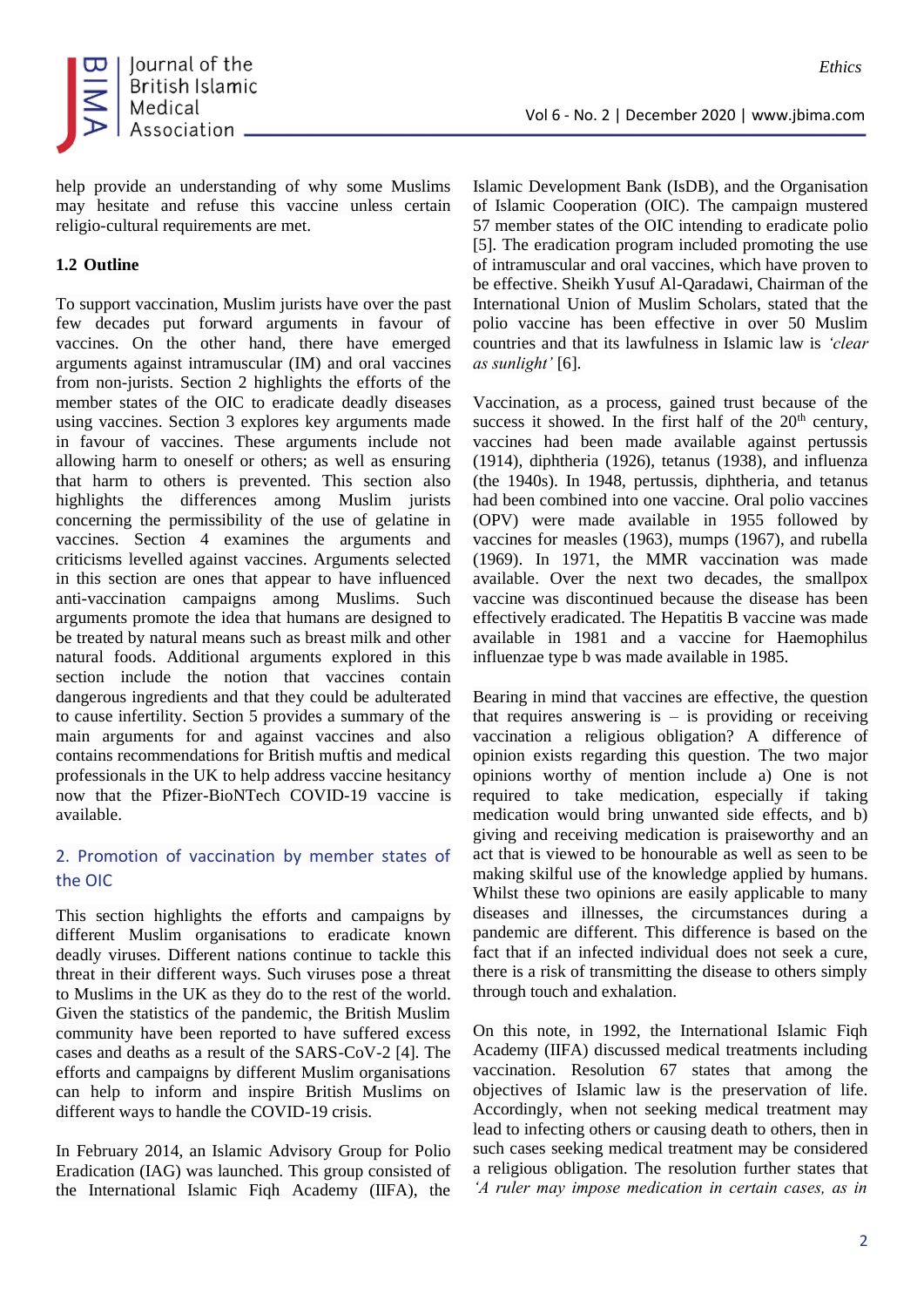help provide an understanding of why some Muslims may hesitate and refuse this vaccine unless certain religio-cultural requirements are met.

### 1.2 Outline

To support vaccination, Muslim jurists have over the past few decades put forward arguments in favour of vaccines. On the other hand, there have emerged arguments against intramuscular (IM) and oral vaccines from non-jurists. Section 2 highlights the efforts of the member states of the OIC to eradicate deadly diseases using vaccines. Section 3 explores key arguments made in favour of vaccines. These arguments include not allowing harm to oneself or others; as well as ensuring that harm to others is prevented. This section also highlights the differences among Muslim jurists concerning the permissibility of the use of gelatine in vaccines. Section 4 examines the arguments and criticisms levelled against vaccines. Arguments selected in this section are ones that appear to have influenced anti-vaccination campaigns among Muslims. Such arguments promote the idea that humans are designed to be treated by natural means such as breast milk and other natural foods. Additional arguments explored in this section include the notion that vaccines contain dangerous ingredients and that they could be adulterated to cause infertility. Section 5 provides a summary of the main arguments for and against vaccines and also contains recommendations for British muftis and medical professionals in the UK to help address vaccine hesitancy now that the Pfizer-BioNTech COVID-19 vaccine is available.

## 2. Promotion of vaccination by member states of the OIC

This section highlights the efforts and campaigns by different Muslim organisations to eradicate known deadly viruses. Different nations continue to tackle this threat in their different ways. Such viruses pose a threat to Muslims in the UK as they do to the rest of the world. Given the statistics of the pandemic, the British Muslim community have been reported to have suffered excess cases and deaths as a result of the SARS-CoV-2 [4]. The efforts and campaigns by different Muslim organisations can help to inform and inspire British Muslims on different ways to handle the COVID-19 crisis.

In February 2014, an Islamic Advisory Group for Polio Eradication (IAG) was launched. This group consisted of the International Islamic Fiqh Academy (IIFA), the Islamic Development Bank (IsDB), and the Organisation of Islamic Cooperation (OIC). The campaign mustered 57 member states of the OIC intending to eradicate polio [5]. The eradication program included promoting the use of intramuscular and oral vaccines, which have proven to be effective. Sheikh Yusuf Al-Qaradawi, Chairman of the International Union of Muslim Scholars, stated that the polio vaccine has been effective in over 50 Muslim countries and that its lawfulness in Islamic law is *'clear as sunlight'* [6].

Vaccination, as a process, gained trust because of the success it showed. In the first half of the 20th century, vaccines had been made available against pertussis (1914), diphtheria (1926), tetanus (1938), and influenza (the 1940s). In 1948, pertussis, diphtheria, and tetanus had been combined into one vaccine. Oral polio vaccines (OPV) were made available in 1955 followed by vaccines for measles (1963), mumps (1967), and rubella (1969). In 1971, the MMR vaccination was made available. Over the next two decades, the smallpox vaccine was discontinued because the disease has been effectively eradicated. The Hepatitis B vaccine was made available in 1981 and a vaccine for Haemophilus influenzae type b was made available in 1985.

Bearing in mind that vaccines are effective, the question that requires answering is – is providing or receiving vaccination a religious obligation? A difference of opinion exists regarding this question. The two major opinions worthy of mention include a) One is not required to take medication, especially if taking medication would bring unwanted side effects, and b) giving and receiving medication is praiseworthy and an act that is viewed to be honourable as well as seen to be making skilful use of the knowledge applied by humans. Whilst these two opinions are easily applicable to many diseases and illnesses, the circumstances during a pandemic are different. This difference is based on the fact that if an infected individual does not seek a cure, there is a risk of transmitting the disease to others simply through touch and exhalation.

On this note, in 1992, the International Islamic Fiqh Academy (IIFA) discussed medical treatments including vaccination. Resolution 67 states that among the objectives of Islamic law is the preservation of life. Accordingly, when not seeking medical treatment may lead to infecting others or causing death to others, then in such cases seeking medical treatment may be considered a religious obligation. The resolution further states that *'A ruler may impose medication in certain cases, as in*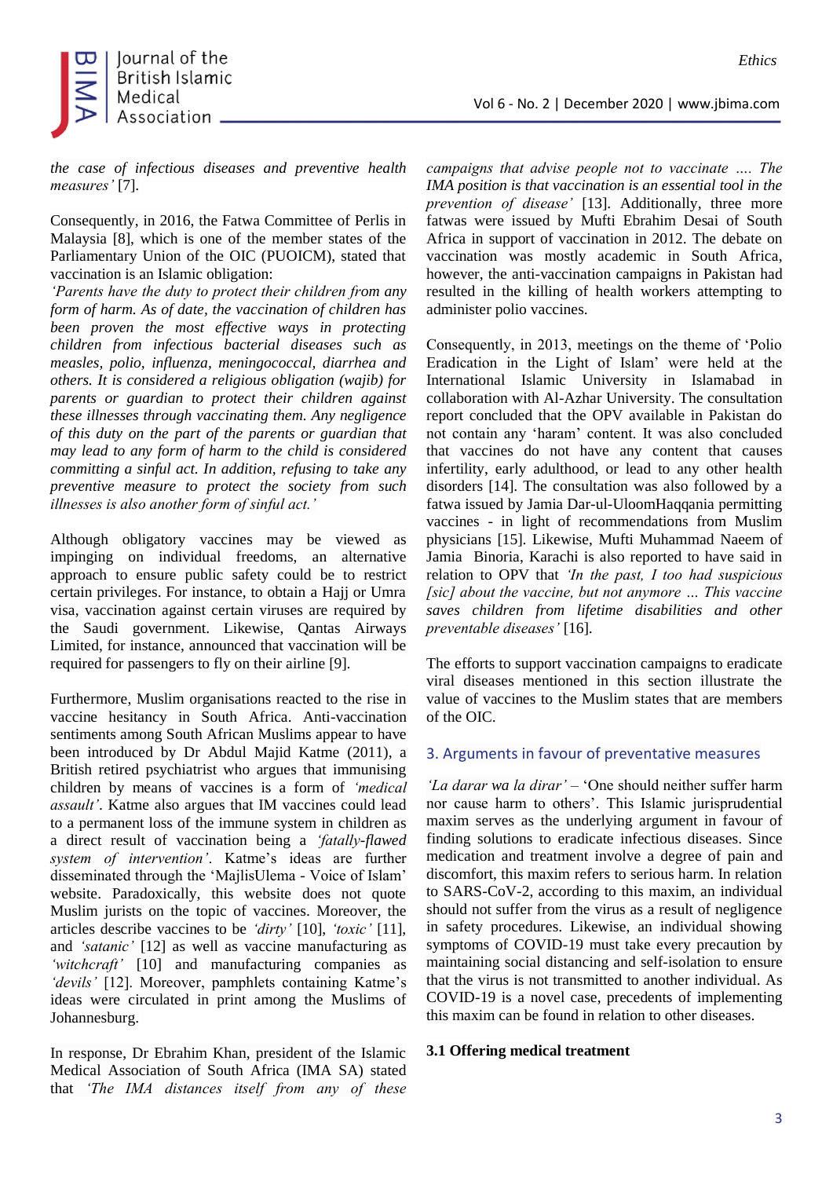*the case of infectious diseases and preventive health measures'* [7].

Consequently, in 2016, the Fatwa Committee of Perlis in Malaysia [8], which is one of the member states of the Parliamentary Union of the OIC (PUOICM), stated that vaccination is an Islamic obligation:

*'Parents have the duty to protect their children from any form of harm. As of date, the vaccination of children has been proven the most effective ways in protecting children from infectious bacterial diseases such as measles, polio, influenza, meningococcal, diarrhea and others. It is considered a religious obligation (wajib) for parents or guardian to protect their children against these illnesses through vaccinating them. Any negligence of this duty on the part of the parents or guardian that may lead to any form of harm to the child is considered committing a sinful act. In addition, refusing to take any preventive measure to protect the society from such illnesses is also another form of sinful act.'*

Although obligatory vaccines may be viewed as impinging on individual freedoms, an alternative approach to ensure public safety could be to restrict certain privileges. For instance, to obtain a Hajj or Umra visa, vaccination against certain viruses are required by the Saudi government. Likewise, Qantas Airways Limited, for instance, announced that vaccination will be required for passengers to fly on their airline [9].

Furthermore, Muslim organisations reacted to the rise in vaccine hesitancy in South Africa. Anti-vaccination sentiments among South African Muslims appear to have been introduced by Dr Abdul Majid Katme (2011), a British retired psychiatrist who argues that immunising children by means of vaccines is a form of *'medical assault'*. Katme also argues that IM vaccines could lead to a permanent loss of the immune system in children as a direct result of vaccination being a *'fatally-flawed system of intervention'*. Katme's ideas are further disseminated through the 'MajlisUlema - Voice of Islam' website. Paradoxically, this website does not quote Muslim jurists on the topic of vaccines. Moreover, the articles describe vaccines to be *'dirty'* [10], *'toxic'* [11], and *'satanic'* [12] as well as vaccine manufacturing as *'witchcraft'* [10] and manufacturing companies as *'devils'* [12]. Moreover, pamphlets containing Katme's ideas were circulated in print among the Muslims of Johannesburg.

In response, Dr Ebrahim Khan, president of the Islamic Medical Association of South Africa (IMA SA) stated that *'The IMA distances itself from any of these campaigns that advise people not to vaccinate …. The IMA position is that vaccination is an essential tool in the prevention of disease'* [13]. Additionally, three more fatwas were issued by Mufti Ebrahim Desai of South Africa in support of vaccination in 2012. The debate on vaccination was mostly academic in South Africa, however, the anti-vaccination campaigns in Pakistan had resulted in the killing of health workers attempting to administer polio vaccines.

Consequently, in 2013, meetings on the theme of 'Polio Eradication in the Light of Islam' were held at the International Islamic University in Islamabad in collaboration with Al-Azhar University. The consultation report concluded that the OPV available in Pakistan do not contain any 'haram' content. It was also concluded that vaccines do not have any content that causes infertility, early adulthood, or lead to any other health disorders [14]. The consultation was also followed by a fatwa issued by Jamia Dar-ul-UloomHaqqania permitting vaccines - in light of recommendations from Muslim physicians [15]. Likewise, Mufti Muhammad Naeem of Jamia Binoria, Karachi is also reported to have said in relation to OPV that *'In the past, I too had suspicious [sic] about the vaccine, but not anymore … This vaccine saves children from lifetime disabilities and other preventable diseases'* [16].

The efforts to support vaccination campaigns to eradicate viral diseases mentioned in this section illustrate the value of vaccines to the Muslim states that are members of the OIC.

## 3. Arguments in favour of preventative measures

*'La darar wa la dirar'* – 'One should neither suffer harm nor cause harm to others'. This Islamic jurisprudential maxim serves as the underlying argument in favour of finding solutions to eradicate infectious diseases. Since medication and treatment involve a degree of pain and discomfort, this maxim refers to serious harm. In relation to SARS-CoV-2, according to this maxim, an individual should not suffer from the virus as a result of negligence in safety procedures. Likewise, an individual showing symptoms of COVID-19 must take every precaution by maintaining social distancing and self-isolation to ensure that the virus is not transmitted to another individual. As COVID-19 is a novel case, precedents of implementing this maxim can be found in relation to other diseases.

### 3.1 Offering medical treatment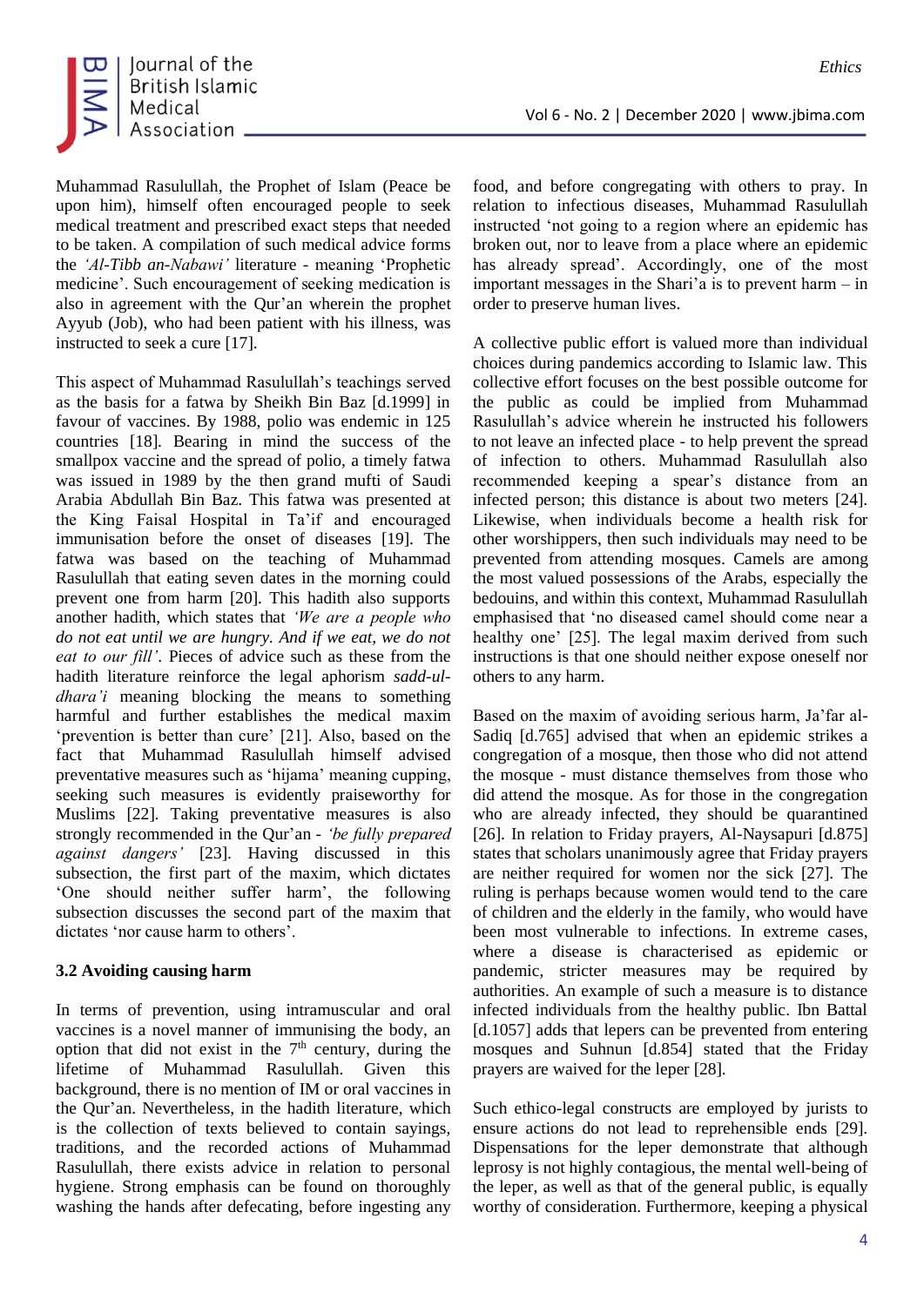Muhammad Rasulullah, the Prophet of Islam (Peace be upon him), himself often encouraged people to seek medical treatment and prescribed exact steps that needed to be taken. A compilation of such medical advice forms the *'Al-Tibb an-Nabawi'* literature - meaning 'Prophetic medicine'. Such encouragement of seeking medication is also in agreement with the Qur'an wherein the prophet Ayyub (Job), who had been patient with his illness, was instructed to seek a cure [17].

This aspect of Muhammad Rasulullah's teachings served as the basis for a fatwa by Sheikh Bin Baz [d.1999] in favour of vaccines. By 1988, polio was endemic in 125 countries [18]. Bearing in mind the success of the smallpox vaccine and the spread of polio, a timely fatwa was issued in 1989 by the then grand mufti of Saudi Arabia Abdullah Bin Baz. This fatwa was presented at the King Faisal Hospital in Ta'if and encouraged immunisation before the onset of diseases [19]. The fatwa was based on the teaching of Muhammad Rasulullah that eating seven dates in the morning could prevent one from harm [20]. This hadith also supports another hadith, which states that *'We are a people who do not eat until we are hungry. And if we eat, we do not eat to our fill'*. Pieces of advice such as these from the hadith literature reinforce the legal aphorism *sadd-ul-dhara'i* meaning blocking the means to something harmful and further establishes the medical maxim 'prevention is better than cure' [21]. Also, based on the fact that Muhammad Rasulullah himself advised preventative measures such as 'hijama' meaning cupping, seeking such measures is evidently praiseworthy for Muslims [22]. Taking preventative measures is also strongly recommended in the Qur'an - *'be fully prepared against dangers'* [23]. Having discussed in this subsection, the first part of the maxim, which dictates 'One should neither suffer harm', the following subsection discusses the second part of the maxim that dictates 'nor cause harm to others'.

### 3.2 Avoiding causing harm

In terms of prevention, using intramuscular and oral vaccines is a novel manner of immunising the body, an option that did not exist in the 7th century, during the lifetime of Muhammad Rasulullah. Given this background, there is no mention of IM or oral vaccines in the Qur'an. Nevertheless, in the hadith literature, which is the collection of texts believed to contain sayings, traditions, and the recorded actions of Muhammad Rasulullah, there exists advice in relation to personal hygiene. Strong emphasis can be found on thoroughly washing the hands after defecating, before ingesting any food, and before congregating with others to pray. In relation to infectious diseases, Muhammad Rasulullah instructed 'not going to a region where an epidemic has broken out, nor to leave from a place where an epidemic has already spread'. Accordingly, one of the most important messages in the Shari'a is to prevent harm – in order to preserve human lives.

A collective public effort is valued more than individual choices during pandemics according to Islamic law. This collective effort focuses on the best possible outcome for the public as could be implied from Muhammad Rasulullah's advice wherein he instructed his followers to not leave an infected place - to help prevent the spread of infection to others. Muhammad Rasulullah also recommended keeping a spear's distance from an infected person; this distance is about two meters [24]. Likewise, when individuals become a health risk for other worshippers, then such individuals may need to be prevented from attending mosques. Camels are among the most valued possessions of the Arabs, especially the bedouins, and within this context, Muhammad Rasulullah emphasised that 'no diseased camel should come near a healthy one' [25]. The legal maxim derived from such instructions is that one should neither expose oneself nor others to any harm.

Based on the maxim of avoiding serious harm, Ja'far al-Sadiq [d.765] advised that when an epidemic strikes a congregation of a mosque, then those who did not attend the mosque - must distance themselves from those who did attend the mosque. As for those in the congregation who are already infected, they should be quarantined [26]. In relation to Friday prayers, Al-Naysapuri [d.875] states that scholars unanimously agree that Friday prayers are neither required for women nor the sick [27]. The ruling is perhaps because women would tend to the care of children and the elderly in the family, who would have been most vulnerable to infections. In extreme cases, where a disease is characterised as epidemic or pandemic, stricter measures may be required by authorities. An example of such a measure is to distance infected individuals from the healthy public. Ibn Battal [d.1057] adds that lepers can be prevented from entering mosques and Suhnun [d.854] stated that the Friday prayers are waived for the leper [28].

Such ethico-legal constructs are employed by jurists to ensure actions do not lead to reprehensible ends [29]. Dispensations for the leper demonstrate that although leprosy is not highly contagious, the mental well-being of the leper, as well as that of the general public, is equally worthy of consideration. Furthermore, keeping a physical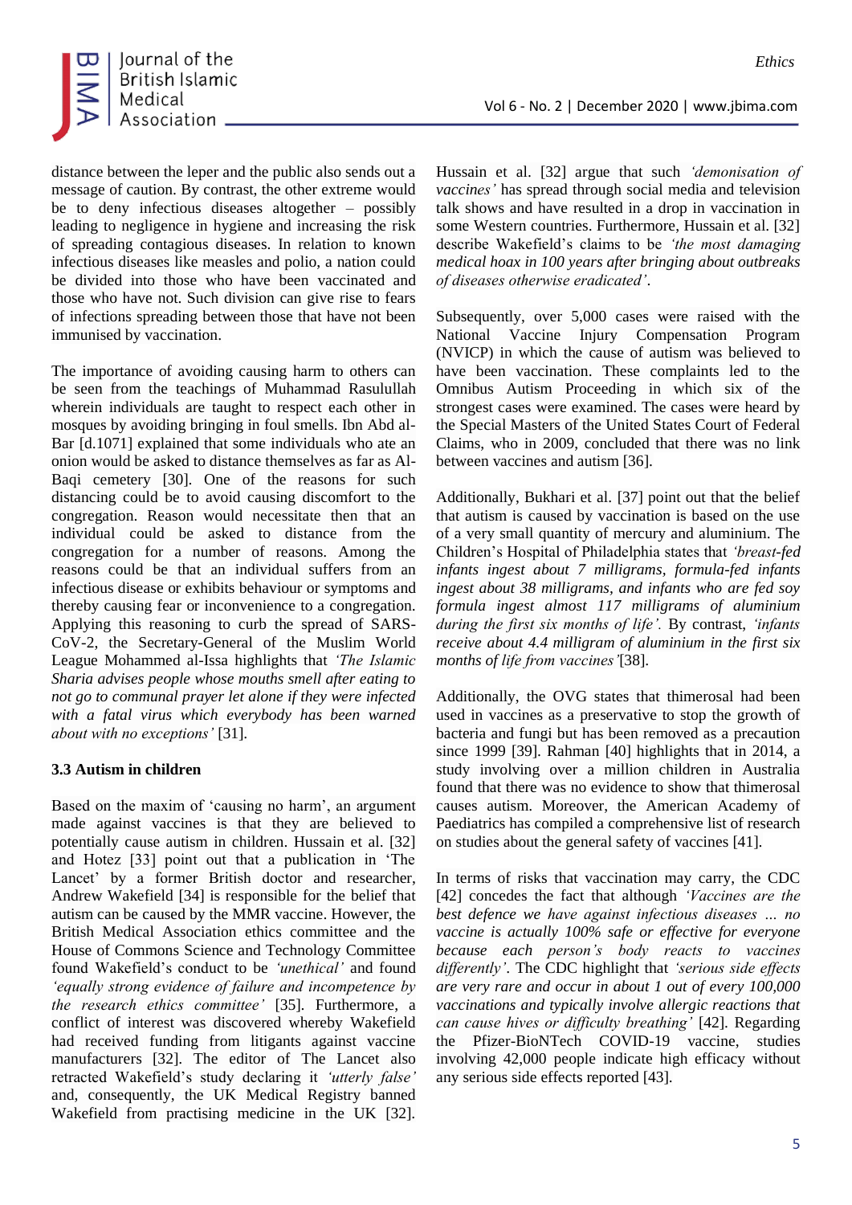distance between the leper and the public also sends out a message of caution. By contrast, the other extreme would be to deny infectious diseases altogether – possibly leading to negligence in hygiene and increasing the risk of spreading contagious diseases. In relation to known infectious diseases like measles and polio, a nation could be divided into those who have been vaccinated and those who have not. Such division can give rise to fears of infections spreading between those that have not been immunised by vaccination.

The importance of avoiding causing harm to others can be seen from the teachings of Muhammad Rasulullah wherein individuals are taught to respect each other in mosques by avoiding bringing in foul smells. Ibn Abd al-Bar [d.1071] explained that some individuals who ate an onion would be asked to distance themselves as far as Al-Baqi cemetery [30]. One of the reasons for such distancing could be to avoid causing discomfort to the congregation. Reason would necessitate then that an individual could be asked to distance from the congregation for a number of reasons. Among the reasons could be that an individual suffers from an infectious disease or exhibits behaviour or symptoms and thereby causing fear or inconvenience to a congregation. Applying this reasoning to curb the spread of SARS-CoV-2, the Secretary-General of the Muslim World League Mohammed al-Issa highlights that *'The Islamic Sharia advises people whose mouths smell after eating to not go to communal prayer let alone if they were infected with a fatal virus which everybody has been warned about with no exceptions'* [31].

### 3.3 Autism in children

Based on the maxim of 'causing no harm', an argument made against vaccines is that they are believed to potentially cause autism in children. Hussain et al. [32] and Hotez [33] point out that a publication in 'The Lancet' by a former British doctor and researcher, Andrew Wakefield [34] is responsible for the belief that autism can be caused by the MMR vaccine. However, the British Medical Association ethics committee and the House of Commons Science and Technology Committee found Wakefield's conduct to be *'unethical'* and found *'equally strong evidence of failure and incompetence by the research ethics committee'* [35]. Furthermore, a conflict of interest was discovered whereby Wakefield had received funding from litigants against vaccine manufacturers [32]. The editor of The Lancet also retracted Wakefield's study declaring it *'utterly false'* and, consequently, the UK Medical Registry banned Wakefield from practising medicine in the UK [32]. Hussain et al. [32] argue that such *'demonisation of vaccines'* has spread through social media and television talk shows and have resulted in a drop in vaccination in some Western countries. Furthermore, Hussain et al. [32] describe Wakefield's claims to be *'the most damaging medical hoax in 100 years after bringing about outbreaks of diseases otherwise eradicated'*.

Subsequently, over 5,000 cases were raised with the National Vaccine Injury Compensation Program (NVICP) in which the cause of autism was believed to have been vaccination. These complaints led to the Omnibus Autism Proceeding in which six of the strongest cases were examined. The cases were heard by the Special Masters of the United States Court of Federal Claims, who in 2009, concluded that there was no link between vaccines and autism [36].

Additionally, Bukhari et al. [37] point out that the belief that autism is caused by vaccination is based on the use of a very small quantity of mercury and aluminium. The Children's Hospital of Philadelphia states that *'breast-fed infants ingest about 7 milligrams, formula-fed infants ingest about 38 milligrams, and infants who are fed soy formula ingest almost 117 milligrams of aluminium during the first six months of life'*. By contrast, *'infants receive about 4.4 milligram of aluminium in the first six months of life from vaccines'* [38].

Additionally, the OVG states that thimerosal had been used in vaccines as a preservative to stop the growth of bacteria and fungi but has been removed as a precaution since 1999 [39]. Rahman [40] highlights that in 2014, a study involving over a million children in Australia found that there was no evidence to show that thimerosal causes autism. Moreover, the American Academy of Paediatrics has compiled a comprehensive list of research on studies about the general safety of vaccines [41].

In terms of risks that vaccination may carry, the CDC [42] concedes the fact that although *'Vaccines are the best defence we have against infectious diseases ... no vaccine is actually 100% safe or effective for everyone because each person's body reacts to vaccines differently'*. The CDC highlight that *'serious side effects are very rare and occur in about 1 out of every 100,000 vaccinations and typically involve allergic reactions that can cause hives or difficulty breathing'* [42]. Regarding the Pfizer-BioNTech COVID-19 vaccine, studies involving 42,000 people indicate high efficacy without any serious side effects reported [43].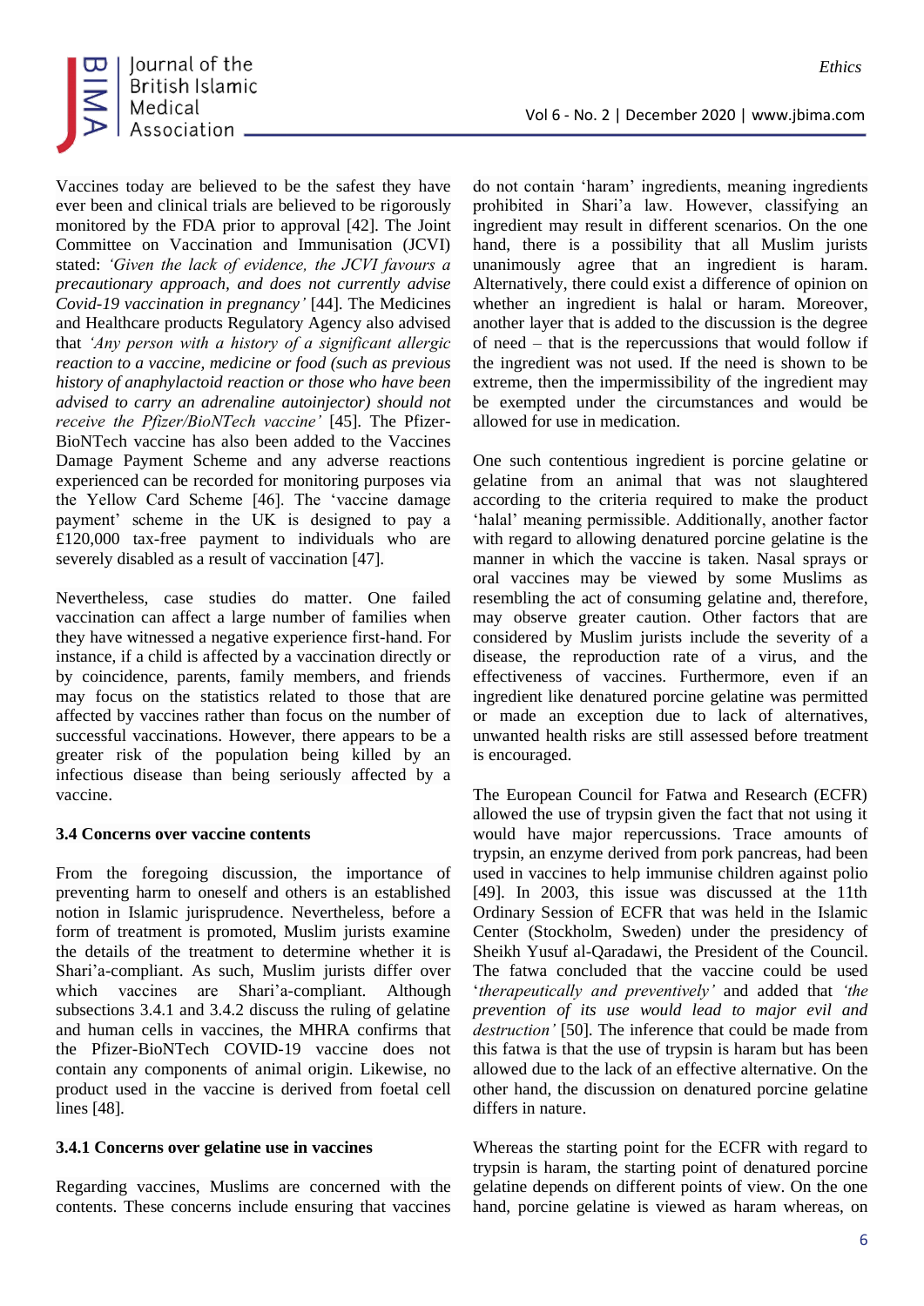Vaccines today are believed to be the safest they have ever been and clinical trials are believed to be rigorously monitored by the FDA prior to approval [42]. The Joint Committee on Vaccination and Immunisation (JCVI) stated: *'Given the lack of evidence, the JCVI favours a precautionary approach, and does not currently advise Covid-19 vaccination in pregnancy'* [44]. The Medicines and Healthcare products Regulatory Agency also advised that *'Any person with a history of a significant allergic reaction to a vaccine, medicine or food (such as previous history of anaphylactoid reaction or those who have been advised to carry an adrenaline autoinjector) should not receive the Pfizer/BioNTech vaccine'* [45]. The Pfizer-BioNTech vaccine has also been added to the Vaccines Damage Payment Scheme and any adverse reactions experienced can be recorded for monitoring purposes via the Yellow Card Scheme [46]. The 'vaccine damage payment' scheme in the UK is designed to pay a £120,000 tax-free payment to individuals who are severely disabled as a result of vaccination [47].

Nevertheless, case studies do matter. One failed vaccination can affect a large number of families when they have witnessed a negative experience first-hand. For instance, if a child is affected by a vaccination directly or by coincidence, parents, family members, and friends may focus on the statistics related to those that are affected by vaccines rather than focus on the number of successful vaccinations. However, there appears to be a greater risk of the population being killed by an infectious disease than being seriously affected by a vaccine.

### 3.4 Concerns over vaccine contents

From the foregoing discussion, the importance of preventing harm to oneself and others is an established notion in Islamic jurisprudence. Nevertheless, before a form of treatment is promoted, Muslim jurists examine the details of the treatment to determine whether it is Shari'a-compliant. As such, Muslim jurists differ over which vaccines are Shari'a-compliant. Although subsections 3.4.1 and 3.4.2 discuss the ruling of gelatine and human cells in vaccines, the MHRA confirms that the Pfizer-BioNTech COVID-19 vaccine does not contain any components of animal origin. Likewise, no product used in the vaccine is derived from foetal cell lines [48].

#### 3.4.1 Concerns over gelatine use in vaccines

Regarding vaccines, Muslims are concerned with the contents. These concerns include ensuring that vaccines do not contain 'haram' ingredients, meaning ingredients prohibited in Shari'a law. However, classifying an ingredient may result in different scenarios. On the one hand, there is a possibility that all Muslim jurists unanimously agree that an ingredient is haram. Alternatively, there could exist a difference of opinion on whether an ingredient is halal or haram. Moreover, another layer that is added to the discussion is the degree of need – that is the repercussions that would follow if the ingredient was not used. If the need is shown to be extreme, then the impermissibility of the ingredient may be exempted under the circumstances and would be allowed for use in medication.

One such contentious ingredient is porcine gelatine or gelatine from an animal that was not slaughtered according to the criteria required to make the product 'halal' meaning permissible. Additionally, another factor with regard to allowing denatured porcine gelatine is the manner in which the vaccine is taken. Nasal sprays or oral vaccines may be viewed by some Muslims as resembling the act of consuming gelatine and, therefore, may observe greater caution. Other factors that are considered by Muslim jurists include the severity of a disease, the reproduction rate of a virus, and the effectiveness of vaccines. Furthermore, even if an ingredient like denatured porcine gelatine was permitted or made an exception due to lack of alternatives, unwanted health risks are still assessed before treatment is encouraged.

The European Council for Fatwa and Research (ECFR) allowed the use of trypsin given the fact that not using it would have major repercussions. Trace amounts of trypsin, an enzyme derived from pork pancreas, had been used in vaccines to help immunise children against polio [49]. In 2003, this issue was discussed at the 11th Ordinary Session of ECFR that was held in the Islamic Center (Stockholm, Sweden) under the presidency of Sheikh Yusuf al-Qaradawi, the President of the Council. The fatwa concluded that the vaccine could be used '*therapeutically and preventively'* and added that *'the prevention of its use would lead to major evil and destruction'* [50]. The inference that could be made from this fatwa is that the use of trypsin is haram but has been allowed due to the lack of an effective alternative. On the other hand, the discussion on denatured porcine gelatine differs in nature.

Whereas the starting point for the ECFR with regard to trypsin is haram, the starting point of denatured porcine gelatine depends on different points of view. On the one hand, porcine gelatine is viewed as haram whereas, on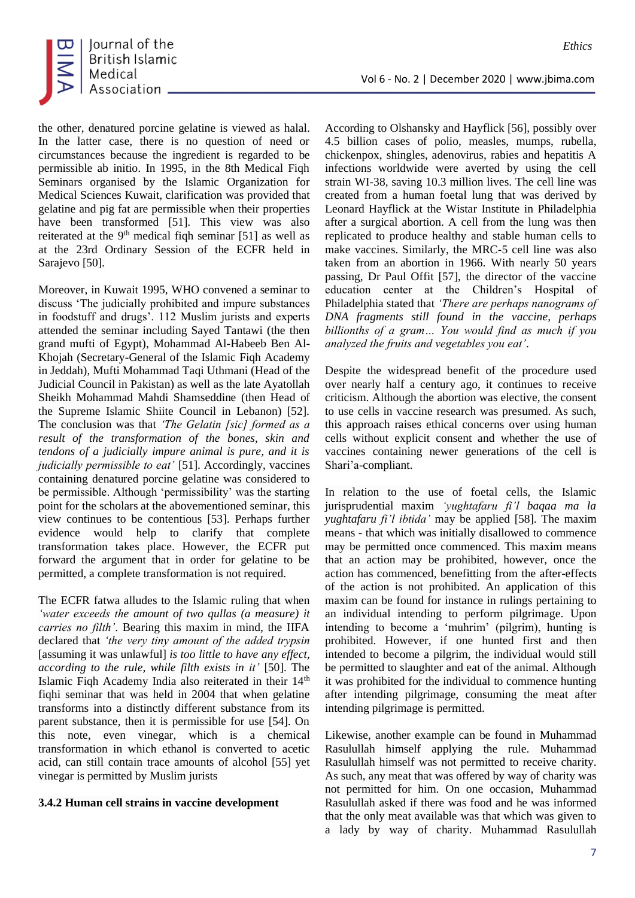the other, denatured porcine gelatine is viewed as halal. In the latter case, there is no question of need or circumstances because the ingredient is regarded to be permissible ab initio. In 1995, in the 8th Medical Fiqh Seminars organised by the Islamic Organization for Medical Sciences Kuwait, clarification was provided that gelatine and pig fat are permissible when their properties have been transformed [51]. This view was also reiterated at the 9th medical fiqh seminar [51] as well as at the 23rd Ordinary Session of the ECFR held in Sarajevo [50].

Moreover, in Kuwait 1995, WHO convened a seminar to discuss 'The judicially prohibited and impure substances in foodstuff and drugs'. 112 Muslim jurists and experts attended the seminar including Sayed Tantawi (the then grand mufti of Egypt), Mohammad Al-Habeeb Ben Al-Khojah (Secretary-General of the Islamic Fiqh Academy in Jeddah), Mufti Mohammad Taqi Uthmani (Head of the Judicial Council in Pakistan) as well as the late Ayatollah Sheikh Mohammad Mahdi Shamseddine (then Head of the Supreme Islamic Shiite Council in Lebanon) [52]. The conclusion was that *'The Gelatin [sic] formed as a result of the transformation of the bones, skin and tendons of a judicially impure animal is pure, and it is judicially permissible to eat'* [51]. Accordingly, vaccines containing denatured porcine gelatine was considered to be permissible. Although 'permissibility' was the starting point for the scholars at the abovementioned seminar, this view continues to be contentious [53]. Perhaps further evidence would help to clarify that complete transformation takes place. However, the ECFR put forward the argument that in order for gelatine to be permitted, a complete transformation is not required.

The ECFR fatwa alludes to the Islamic ruling that when *'water exceeds the amount of two qullas (a measure) it carries no filth'*. Bearing this maxim in mind, the IIFA declared that *'the very tiny amount of the added trypsin* [assuming it was unlawful] *is too little to have any effect, according to the rule, while filth exists in it'* [50]. The Islamic Fiqh Academy India also reiterated in their 14th fiqhi seminar that was held in 2004 that when gelatine transforms into a distinctly different substance from its parent substance, then it is permissible for use [54]. On this note, even vinegar, which is a chemical transformation in which ethanol is converted to acetic acid, can still contain trace amounts of alcohol [55] yet vinegar is permitted by Muslim jurists

### 3.4.2 Human cell strains in vaccine development

According to Olshansky and Hayflick [56], possibly over 4.5 billion cases of polio, measles, mumps, rubella, chickenpox, shingles, adenovirus, rabies and hepatitis A infections worldwide were averted by using the cell strain WI-38, saving 10.3 million lives. The cell line was created from a human foetal lung that was derived by Leonard Hayflick at the Wistar Institute in Philadelphia after a surgical abortion. A cell from the lung was then replicated to produce healthy and stable human cells to make vaccines. Similarly, the MRC-5 cell line was also taken from an abortion in 1966. With nearly 50 years passing, Dr Paul Offit [57], the director of the vaccine education center at the Children's Hospital of Philadelphia stated that *'There are perhaps nanograms of DNA fragments still found in the vaccine, perhaps billionths of a gram… You would find as much if you analyzed the fruits and vegetables you eat'*.

Despite the widespread benefit of the procedure used over nearly half a century ago, it continues to receive criticism. Although the abortion was elective, the consent to use cells in vaccine research was presumed. As such, this approach raises ethical concerns over using human cells without explicit consent and whether the use of vaccines containing newer generations of the cell is Shari'a-compliant.

In relation to the use of foetal cells, the Islamic jurisprudential maxim *'yughtafaru fi'l baqaa ma la yughtafaru fi'l ibtida'* may be applied [58]. The maxim means - that which was initially disallowed to commence may be permitted once commenced. This maxim means that an action may be prohibited, however, once the action has commenced, benefitting from the after-effects of the action is not prohibited. An application of this maxim can be found for instance in rulings pertaining to an individual intending to perform pilgrimage. Upon intending to become a 'muhrim' (pilgrim), hunting is prohibited. However, if one hunted first and then intended to become a pilgrim, the individual would still be permitted to slaughter and eat of the animal. Although it was prohibited for the individual to commence hunting after intending pilgrimage, consuming the meat after intending pilgrimage is permitted.

Likewise, another example can be found in Muhammad Rasulullah himself applying the rule. Muhammad Rasulullah himself was not permitted to receive charity. As such, any meat that was offered by way of charity was not permitted for him. On one occasion, Muhammad Rasulullah asked if there was food and he was informed that the only meat available was that which was given to a lady by way of charity. Muhammad Rasulullah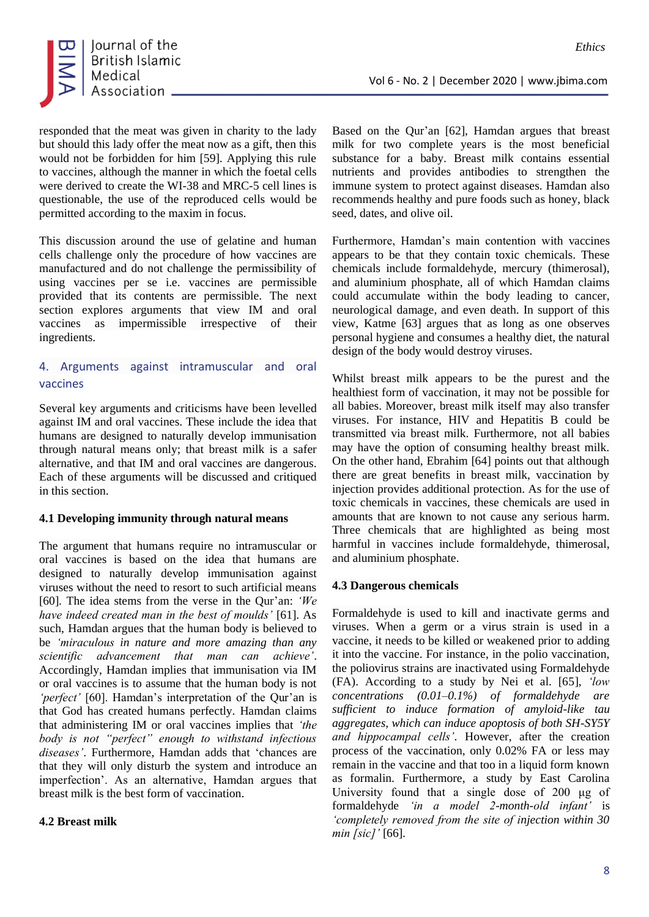responded that the meat was given in charity to the lady but should this lady offer the meat now as a gift, then this would not be forbidden for him [59]. Applying this rule to vaccines, although the manner in which the foetal cells were derived to create the WI-38 and MRC-5 cell lines is questionable, the use of the reproduced cells would be permitted according to the maxim in focus.

This discussion around the use of gelatine and human cells challenge only the procedure of how vaccines are manufactured and do not challenge the permissibility of using vaccines per se i.e. vaccines are permissible provided that its contents are permissible. The next section explores arguments that view IM and oral vaccines as impermissible irrespective of their ingredients.

## 4. Arguments against intramuscular and oral vaccines

Several key arguments and criticisms have been levelled against IM and oral vaccines. These include the idea that humans are designed to naturally develop immunisation through natural means only; that breast milk is a safer alternative, and that IM and oral vaccines are dangerous. Each of these arguments will be discussed and critiqued in this section.

### 4.1 Developing immunity through natural means

The argument that humans require no intramuscular or oral vaccines is based on the idea that humans are designed to naturally develop immunisation against viruses without the need to resort to such artificial means [60]. The idea stems from the verse in the Qur'an: *'We have indeed created man in the best of moulds'* [61]. As such, Hamdan argues that the human body is believed to be *'miraculous in nature and more amazing than any scientific advancement that man can achieve'*. Accordingly, Hamdan implies that immunisation via IM or oral vaccines is to assume that the human body is not *'perfect'* [60]. Hamdan's interpretation of the Qur'an is that God has created humans perfectly. Hamdan claims that administering IM or oral vaccines implies that *'the body is not "perfect" enough to withstand infectious diseases'*. Furthermore, Hamdan adds that 'chances are that they will only disturb the system and introduce an imperfection'. As an alternative, Hamdan argues that breast milk is the best form of vaccination.

### 4.2 Breast milk

Based on the Qur'an [62], Hamdan argues that breast milk for two complete years is the most beneficial substance for a baby. Breast milk contains essential nutrients and provides antibodies to strengthen the immune system to protect against diseases. Hamdan also recommends healthy and pure foods such as honey, black seed, dates, and olive oil.

Furthermore, Hamdan's main contention with vaccines appears to be that they contain toxic chemicals. These chemicals include formaldehyde, mercury (thimerosal), and aluminium phosphate, all of which Hamdan claims could accumulate within the body leading to cancer, neurological damage, and even death. In support of this view, Katme [63] argues that as long as one observes personal hygiene and consumes a healthy diet, the natural design of the body would destroy viruses.

Whilst breast milk appears to be the purest and the healthiest form of vaccination, it may not be possible for all babies. Moreover, breast milk itself may also transfer viruses. For instance, HIV and Hepatitis B could be transmitted via breast milk. Furthermore, not all babies may have the option of consuming healthy breast milk. On the other hand, Ebrahim [64] points out that although there are great benefits in breast milk, vaccination by injection provides additional protection. As for the use of toxic chemicals in vaccines, these chemicals are used in amounts that are known to not cause any serious harm. Three chemicals that are highlighted as being most harmful in vaccines include formaldehyde, thimerosal, and aluminium phosphate.

### 4.3 Dangerous chemicals

Formaldehyde is used to kill and inactivate germs and viruses. When a germ or a virus strain is used in a vaccine, it needs to be killed or weakened prior to adding it into the vaccine. For instance, in the polio vaccination, the poliovirus strains are inactivated using Formaldehyde (FA). According to a study by Nei et al. [65], *'low concentrations (0.01–0.1%) of formaldehyde are sufficient to induce formation of amyloid-like tau aggregates, which can induce apoptosis of both SH-SY5Y and hippocampal cells'*. However, after the creation process of the vaccination, only 0.02% FA or less may remain in the vaccine and that too in a liquid form known as formalin. Furthermore, a study by East Carolina University found that a single dose of 200 μg of formaldehyde *'in a model 2-month-old infant'* is *'completely removed from the site of injection within 30 min [sic]'* [66].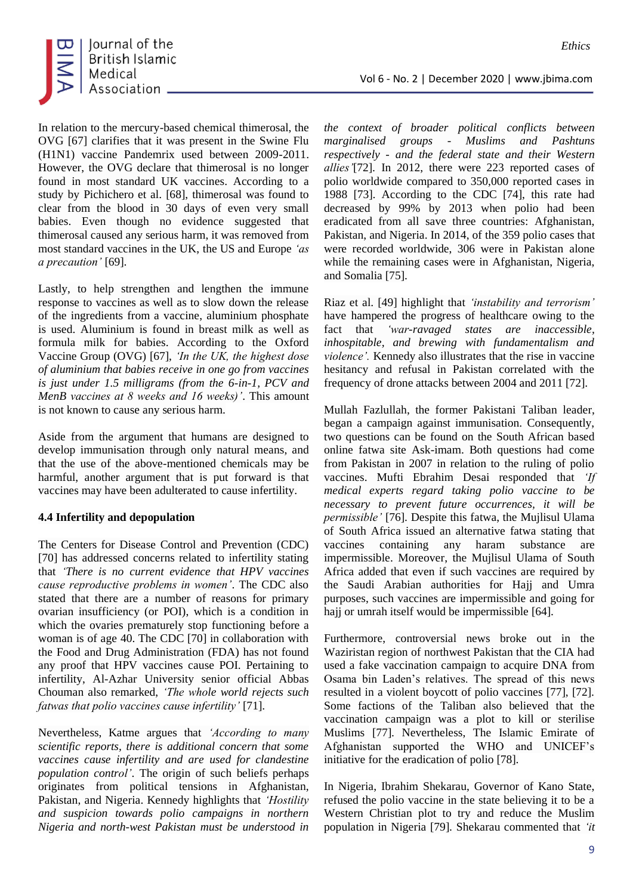In relation to the mercury-based chemical thimerosal, the OVG [67] clarifies that it was present in the Swine Flu (H1N1) vaccine Pandemrix used between 2009-2011. However, the OVG declare that thimerosal is no longer found in most standard UK vaccines. According to a study by Pichichero et al. [68], thimerosal was found to clear from the blood in 30 days of even very small babies. Even though no evidence suggested that thimerosal caused any serious harm, it was removed from most standard vaccines in the UK, the US and Europe *'as a precaution'* [69].

Lastly, to help strengthen and lengthen the immune response to vaccines as well as to slow down the release of the ingredients from a vaccine, aluminium phosphate is used. Aluminium is found in breast milk as well as formula milk for babies. According to the Oxford Vaccine Group (OVG) [67], *'In the UK, the highest dose of aluminium that babies receive in one go from vaccines is just under 1.5 milligrams (from the 6-in-1, PCV and MenB vaccines at 8 weeks and 16 weeks)'*. This amount is not known to cause any serious harm.

Aside from the argument that humans are designed to develop immunisation through only natural means, and that the use of the above-mentioned chemicals may be harmful, another argument that is put forward is that vaccines may have been adulterated to cause infertility.

### 4.4 Infertility and depopulation

The Centers for Disease Control and Prevention (CDC) [70] has addressed concerns related to infertility stating that *'There is no current evidence that HPV vaccines cause reproductive problems in women'*. The CDC also stated that there are a number of reasons for primary ovarian insufficiency (or POI), which is a condition in which the ovaries prematurely stop functioning before a woman is of age 40. The CDC [70] in collaboration with the Food and Drug Administration (FDA) has not found any proof that HPV vaccines cause POI. Pertaining to infertility, Al-Azhar University senior official Abbas Chouman also remarked, *'The whole world rejects such fatwas that polio vaccines cause infertility'* [71].

Nevertheless, Katme argues that *'According to many scientific reports, there is additional concern that some vaccines cause infertility and are used for clandestine population control'*. The origin of such beliefs perhaps originates from political tensions in Afghanistan, Pakistan, and Nigeria. Kennedy highlights that *'Hostility and suspicion towards polio campaigns in northern Nigeria and north-west Pakistan must be understood in the context of broader political conflicts between marginalised groups - Muslims and Pashtuns respectively - and the federal state and their Western allies'*[72]. In 2012, there were 223 reported cases of polio worldwide compared to 350,000 reported cases in 1988 [73]. According to the CDC [74], this rate had decreased by 99% by 2013 when polio had been eradicated from all save three countries: Afghanistan, Pakistan, and Nigeria. In 2014, of the 359 polio cases that were recorded worldwide, 306 were in Pakistan alone while the remaining cases were in Afghanistan, Nigeria, and Somalia [75].

Riaz et al. [49] highlight that *'instability and terrorism'* have hampered the progress of healthcare owing to the fact that *'war-ravaged states are inaccessible, inhospitable, and brewing with fundamentalism and violence'.* Kennedy also illustrates that the rise in vaccine hesitancy and refusal in Pakistan correlated with the frequency of drone attacks between 2004 and 2011 [72].

Mullah Fazlullah, the former Pakistani Taliban leader, began a campaign against immunisation. Consequently, two questions can be found on the South African based online fatwa site Ask-imam. Both questions had come from Pakistan in 2007 in relation to the ruling of polio vaccines. Mufti Ebrahim Desai responded that *'If medical experts regard taking polio vaccine to be necessary to prevent future occurrences, it will be permissible'* [76]. Despite this fatwa, the Mujlisul Ulama of South Africa issued an alternative fatwa stating that vaccines containing any haram substance are impermissible. Moreover, the Mujlisul Ulama of South Africa added that even if such vaccines are required by the Saudi Arabian authorities for Hajj and Umra purposes, such vaccines are impermissible and going for hajj or umrah itself would be impermissible [64].

Furthermore, controversial news broke out in the Waziristan region of northwest Pakistan that the CIA had used a fake vaccination campaign to acquire DNA from Osama bin Laden's relatives. The spread of this news resulted in a violent boycott of polio vaccines [77], [72]. Some factions of the Taliban also believed that the vaccination campaign was a plot to kill or sterilise Muslims [77]. Nevertheless, The Islamic Emirate of Afghanistan supported the WHO and UNICEF's initiative for the eradication of polio [78].

In Nigeria, Ibrahim Shekarau, Governor of Kano State, refused the polio vaccine in the state believing it to be a Western Christian plot to try and reduce the Muslim population in Nigeria [79]. Shekarau commented that *'it*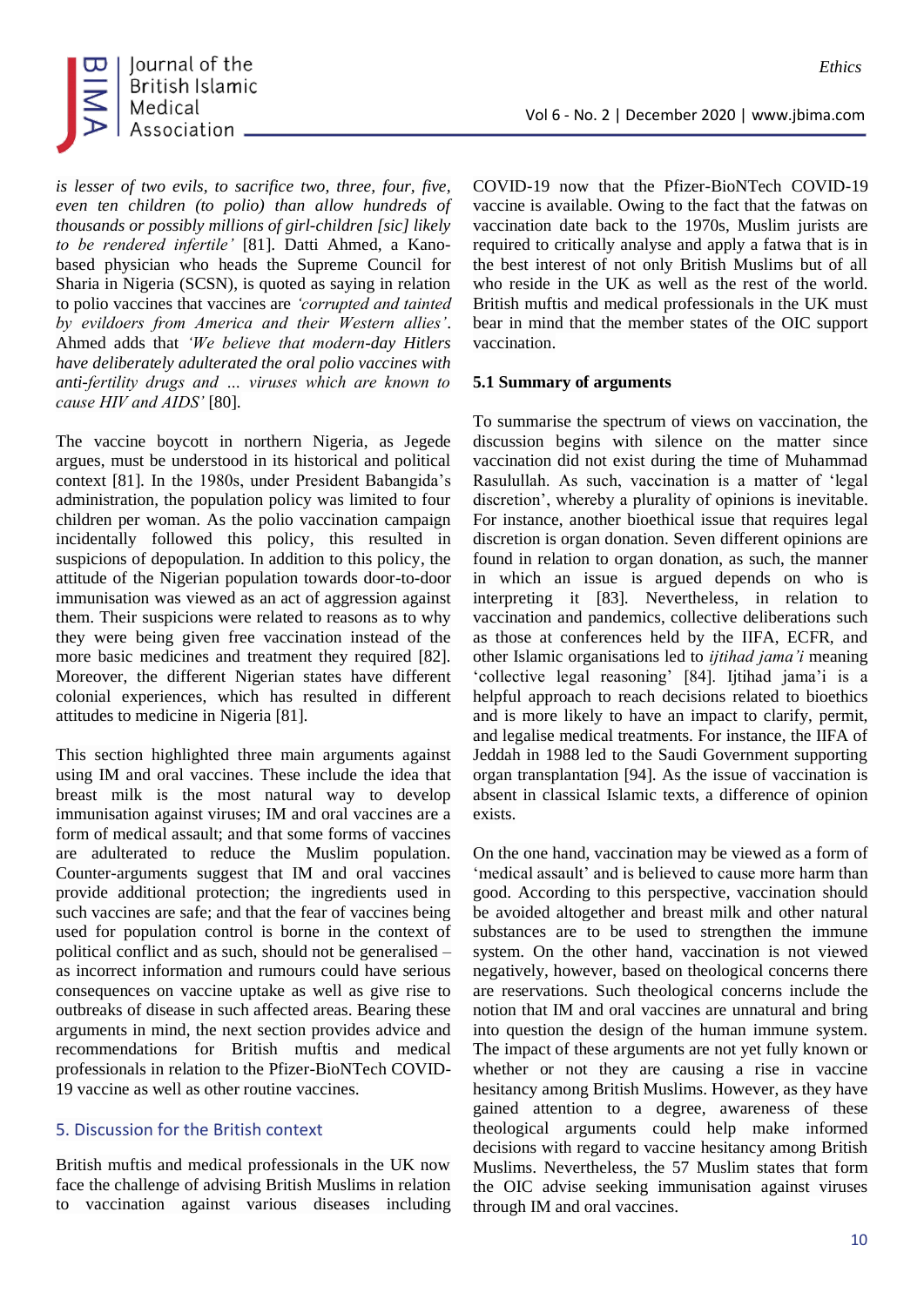*is lesser of two evils, to sacrifice two, three, four, five, even ten children (to polio) than allow hundreds of thousands or possibly millions of girl-children [sic] likely to be rendered infertile'* [81]. Datti Ahmed, a Kano-based physician who heads the Supreme Council for Sharia in Nigeria (SCSN), is quoted as saying in relation to polio vaccines that vaccines are *'corrupted and tainted by evildoers from America and their Western allies'*. Ahmed adds that *'We believe that modern-day Hitlers have deliberately adulterated the oral polio vaccines with anti-fertility drugs and ... viruses which are known to cause HIV and AIDS'* [80].

The vaccine boycott in northern Nigeria, as Jegede argues, must be understood in its historical and political context [81]. In the 1980s, under President Babangida's administration, the population policy was limited to four children per woman. As the polio vaccination campaign incidentally followed this policy, this resulted in suspicions of depopulation. In addition to this policy, the attitude of the Nigerian population towards door-to-door immunisation was viewed as an act of aggression against them. Their suspicions were related to reasons as to why they were being given free vaccination instead of the more basic medicines and treatment they required [82]. Moreover, the different Nigerian states have different colonial experiences, which has resulted in different attitudes to medicine in Nigeria [81].

This section highlighted three main arguments against using IM and oral vaccines. These include the idea that breast milk is the most natural way to develop immunisation against viruses; IM and oral vaccines are a form of medical assault; and that some forms of vaccines are adulterated to reduce the Muslim population. Counter-arguments suggest that IM and oral vaccines provide additional protection; the ingredients used in such vaccines are safe; and that the fear of vaccines being used for population control is borne in the context of political conflict and as such, should not be generalised – as incorrect information and rumours could have serious consequences on vaccine uptake as well as give rise to outbreaks of disease in such affected areas. Bearing these arguments in mind, the next section provides advice and recommendations for British muftis and medical professionals in relation to the Pfizer-BioNTech COVID-19 vaccine as well as other routine vaccines.

## 5. Discussion for the British context

British muftis and medical professionals in the UK now face the challenge of advising British Muslims in relation to vaccination against various diseases including COVID-19 now that the Pfizer-BioNTech COVID-19 vaccine is available. Owing to the fact that the fatwas on vaccination date back to the 1970s, Muslim jurists are required to critically analyse and apply a fatwa that is in the best interest of not only British Muslims but of all who reside in the UK as well as the rest of the world. British muftis and medical professionals in the UK must bear in mind that the member states of the OIC support vaccination.

### 5.1 Summary of arguments

To summarise the spectrum of views on vaccination, the discussion begins with silence on the matter since vaccination did not exist during the time of Muhammad Rasulullah. As such, vaccination is a matter of 'legal discretion', whereby a plurality of opinions is inevitable. For instance, another bioethical issue that requires legal discretion is organ donation. Seven different opinions are found in relation to organ donation, as such, the manner in which an issue is argued depends on who is interpreting it [83]. Nevertheless, in relation to vaccination and pandemics, collective deliberations such as those at conferences held by the IIFA, ECFR, and other Islamic organisations led to *ijtihad jama'i* meaning 'collective legal reasoning' [84]. Ijtihad jama'i is a helpful approach to reach decisions related to bioethics and is more likely to have an impact to clarify, permit, and legalise medical treatments. For instance, the IIFA of Jeddah in 1988 led to the Saudi Government supporting organ transplantation [94]. As the issue of vaccination is absent in classical Islamic texts, a difference of opinion exists.

On the one hand, vaccination may be viewed as a form of 'medical assault' and is believed to cause more harm than good. According to this perspective, vaccination should be avoided altogether and breast milk and other natural substances are to be used to strengthen the immune system. On the other hand, vaccination is not viewed negatively, however, based on theological concerns there are reservations. Such theological concerns include the notion that IM and oral vaccines are unnatural and bring into question the design of the human immune system. The impact of these arguments are not yet fully known or whether or not they are causing a rise in vaccine hesitancy among British Muslims. However, as they have gained attention to a degree, awareness of these theological arguments could help make informed decisions with regard to vaccine hesitancy among British Muslims. Nevertheless, the 57 Muslim states that form the OIC advise seeking immunisation against viruses through IM and oral vaccines.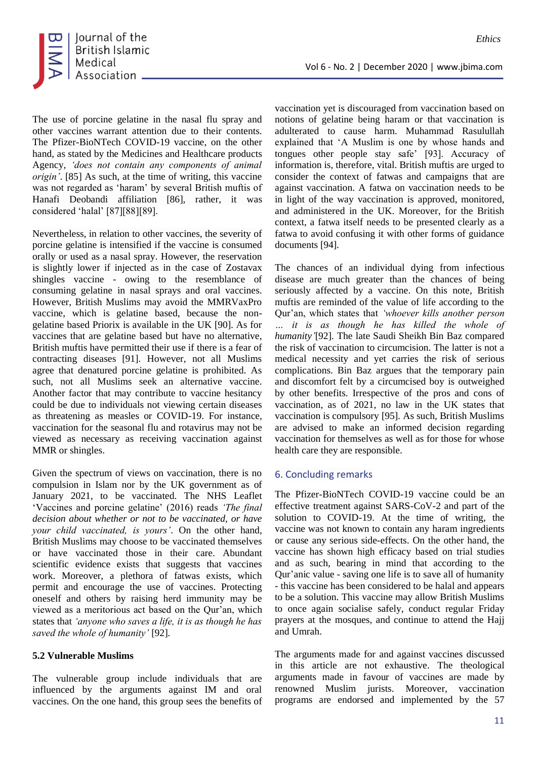The use of porcine gelatine in the nasal flu spray and other vaccines warrant attention due to their contents. The Pfizer-BioNTech COVID-19 vaccine, on the other hand, as stated by the Medicines and Healthcare products Agency, *'does not contain any components of animal origin'*. [85] As such, at the time of writing, this vaccine was not regarded as 'haram' by several British muftis of Hanafi Deobandi affiliation [86], rather, it was considered 'halal' [87][88][89].

Nevertheless, in relation to other vaccines, the severity of porcine gelatine is intensified if the vaccine is consumed orally or used as a nasal spray. However, the reservation is slightly lower if injected as in the case of Zostavax shingles vaccine - owing to the resemblance of consuming gelatine in nasal sprays and oral vaccines. However, British Muslims may avoid the MMRVaxPro vaccine, which is gelatine based, because the non-gelatine based Priorix is available in the UK [90]. As for vaccines that are gelatine based but have no alternative, British muftis have permitted their use if there is a fear of contracting diseases [91]. However, not all Muslims agree that denatured porcine gelatine is prohibited. As such, not all Muslims seek an alternative vaccine. Another factor that may contribute to vaccine hesitancy could be due to individuals not viewing certain diseases as threatening as measles or COVID-19. For instance, vaccination for the seasonal flu and rotavirus may not be viewed as necessary as receiving vaccination against MMR or shingles.

Given the spectrum of views on vaccination, there is no compulsion in Islam nor by the UK government as of January 2021, to be vaccinated. The NHS Leaflet 'Vaccines and porcine gelatine' (2016) reads *'The final decision about whether or not to be vaccinated, or have your child vaccinated, is yours'*. On the other hand, British Muslims may choose to be vaccinated themselves or have vaccinated those in their care. Abundant scientific evidence exists that suggests that vaccines work. Moreover, a plethora of fatwas exists, which permit and encourage the use of vaccines. Protecting oneself and others by raising herd immunity may be viewed as a meritorious act based on the Qur'an, which states that *'anyone who saves a life, it is as though he has saved the whole of humanity'* [92].

### 5.2 Vulnerable Muslims

The vulnerable group include individuals that are influenced by the arguments against IM and oral vaccines. On the one hand, this group sees the benefits of vaccination yet is discouraged from vaccination based on notions of gelatine being haram or that vaccination is adulterated to cause harm. Muhammad Rasulullah explained that 'A Muslim is one by whose hands and tongues other people stay safe' [93]. Accuracy of information is, therefore, vital. British muftis are urged to consider the context of fatwas and campaigns that are against vaccination. A fatwa on vaccination needs to be in light of the way vaccination is approved, monitored, and administered in the UK. Moreover, for the British context, a fatwa itself needs to be presented clearly as a fatwa to avoid confusing it with other forms of guidance documents [94].

The chances of an individual dying from infectious disease are much greater than the chances of being seriously affected by a vaccine. On this note, British muftis are reminded of the value of life according to the Qur'an, which states that *'whoever kills another person … it is as though he has killed the whole of humanity'*[92]. The late Saudi Sheikh Bin Baz compared the risk of vaccination to circumcision. The latter is not a medical necessity and yet carries the risk of serious complications. Bin Baz argues that the temporary pain and discomfort felt by a circumcised boy is outweighed by other benefits. Irrespective of the pros and cons of vaccination, as of 2021, no law in the UK states that vaccination is compulsory [95]. As such, British Muslims are advised to make an informed decision regarding vaccination for themselves as well as for those for whose health care they are responsible.

## 6. Concluding remarks

The Pfizer-BioNTech COVID-19 vaccine could be an effective treatment against SARS-CoV-2 and part of the solution to COVID-19. At the time of writing, the vaccine was not known to contain any haram ingredients or cause any serious side-effects. On the other hand, the vaccine has shown high efficacy based on trial studies and as such, bearing in mind that according to the Qur'anic value - saving one life is to save all of humanity - this vaccine has been considered to be halal and appears to be a solution. This vaccine may allow British Muslims to once again socialise safely, conduct regular Friday prayers at the mosques, and continue to attend the Hajj and Umrah.

The arguments made for and against vaccines discussed in this article are not exhaustive. The theological arguments made in favour of vaccines are made by renowned Muslim jurists. Moreover, vaccination programs are endorsed and implemented by the 57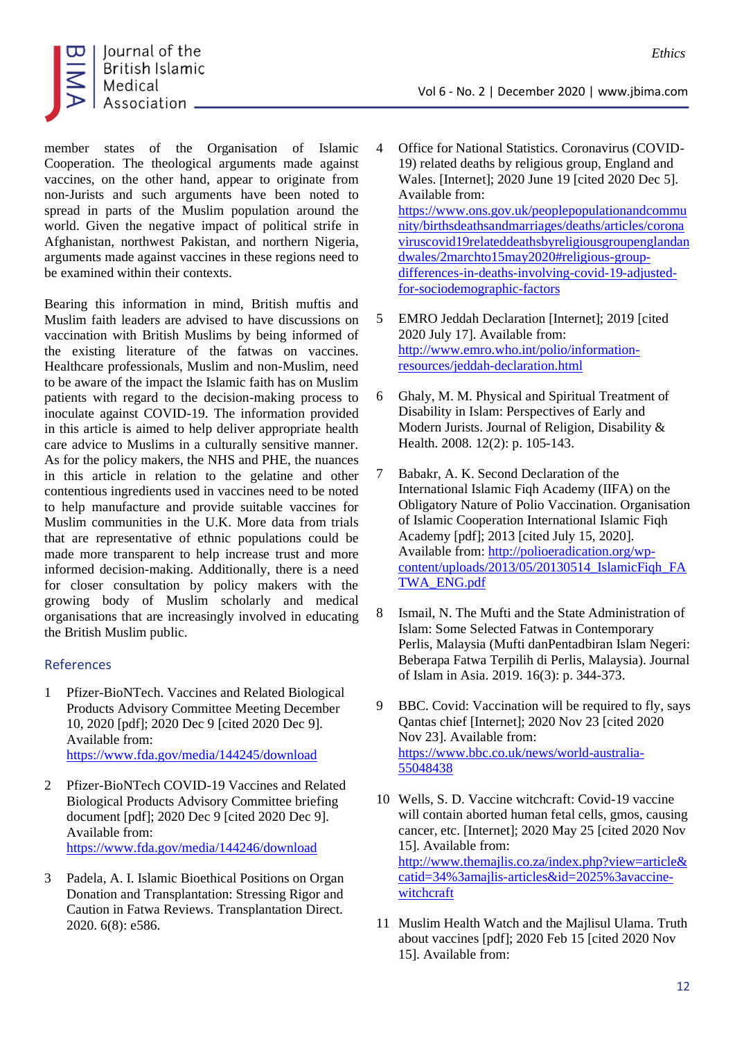member states of the Organisation of Islamic Cooperation. The theological arguments made against vaccines, on the other hand, appear to originate from non-Jurists and such arguments have been noted to spread in parts of the Muslim population around the world. Given the negative impact of political strife in Afghanistan, northwest Pakistan, and northern Nigeria, arguments made against vaccines in these regions need to be examined within their contexts.

Bearing this information in mind, British muftis and Muslim faith leaders are advised to have discussions on vaccination with British Muslims by being informed of the existing literature of the fatwas on vaccines. Healthcare professionals, Muslim and non-Muslim, need to be aware of the impact the Islamic faith has on Muslim patients with regard to the decision-making process to inoculate against COVID-19. The information provided in this article is aimed to help deliver appropriate health care advice to Muslims in a culturally sensitive manner. As for the policy makers, the NHS and PHE, the nuances in this article in relation to the gelatine and other contentious ingredients used in vaccines need to be noted to help manufacture and provide suitable vaccines for Muslim communities in the U.K. More data from trials that are representative of ethnic populations could be made more transparent to help increase trust and more informed decision-making. Additionally, there is a need for closer consultation by policy makers with the growing body of Muslim scholarly and medical organisations that are increasingly involved in educating the British Muslim public.

## References

1. Pfizer-BioNTech. Vaccines and Related Biological Products Advisory Committee Meeting December 10, 2020 [pdf]; 2020 Dec 9 [cited 2020 Dec 9]. Available from: https://www.fda.gov/media/144245/download

2. Pfizer-BioNTech COVID-19 Vaccines and Related Biological Products Advisory Committee briefing document [pdf]; 2020 Dec 9 [cited 2020 Dec 9]. Available from: https://www.fda.gov/media/144246/download

3. Padela, A. I. Islamic Bioethical Positions on Organ Donation and Transplantation: Stressing Rigor and Caution in Fatwa Reviews. Transplantation Direct. 2020. 6(8): e586.

4. Office for National Statistics. Coronavirus (COVID-19) related deaths by religious group, England and Wales. [Internet]; 2020 June 19 [cited 2020 Dec 5]. Available from: https://www.ons.gov.uk/peoplepopulationandcommunity/birthsdeathsandmarriages/deaths/articles/coronaviruscovid19relateddeathsbyreligiousgroupenglandandwales/2marchto15may2020#religious-group-differences-in-deaths-involving-covid-19-adjusted-for-sociodemographic-factors

5. EMRO Jeddah Declaration [Internet]; 2019 [cited 2020 July 17]. Available from: http://www.emro.who.int/polio/information-resources/jeddah-declaration.html

6. Ghaly, M. M. Physical and Spiritual Treatment of Disability in Islam: Perspectives of Early and Modern Jurists. Journal of Religion, Disability & Health. 2008. 12(2): p. 105-143.

7. Babakr, A. K. Second Declaration of the International Islamic Fiqh Academy (IIFA) on the Obligatory Nature of Polio Vaccination. Organisation of Islamic Cooperation International Islamic Fiqh Academy [pdf]; 2013 [cited July 15, 2020]. Available from: http://polioeradication.org/wp-content/uploads/2013/05/20130514_IslamicFiqh_FATWA_ENG.pdf

8. Ismail, N. The Mufti and the State Administration of Islam: Some Selected Fatwas in Contemporary Perlis, Malaysia (Mufti danPentadbiran Islam Negeri: Beberapa Fatwa Terpilih di Perlis, Malaysia). Journal of Islam in Asia. 2019. 16(3): p. 344-373.

9. BBC. Covid: Vaccination will be required to fly, says Qantas chief [Internet]; 2020 Nov 23 [cited 2020 Nov 23]. Available from: https://www.bbc.co.uk/news/world-australia-55048438

10. Wells, S. D. Vaccine witchcraft: Covid-19 vaccine will contain aborted human fetal cells, gmos, causing cancer, etc. [Internet]; 2020 May 25 [cited 2020 Nov 15]. Available from: http://www.themajlis.co.za/index.php?view=article&catid=34%3amajlis-articles&id=2025%3avaccine-witchcraft

11. Muslim Health Watch and the Majlisul Ulama. Truth about vaccines [pdf]; 2020 Feb 15 [cited 2020 Nov 15]. Available from: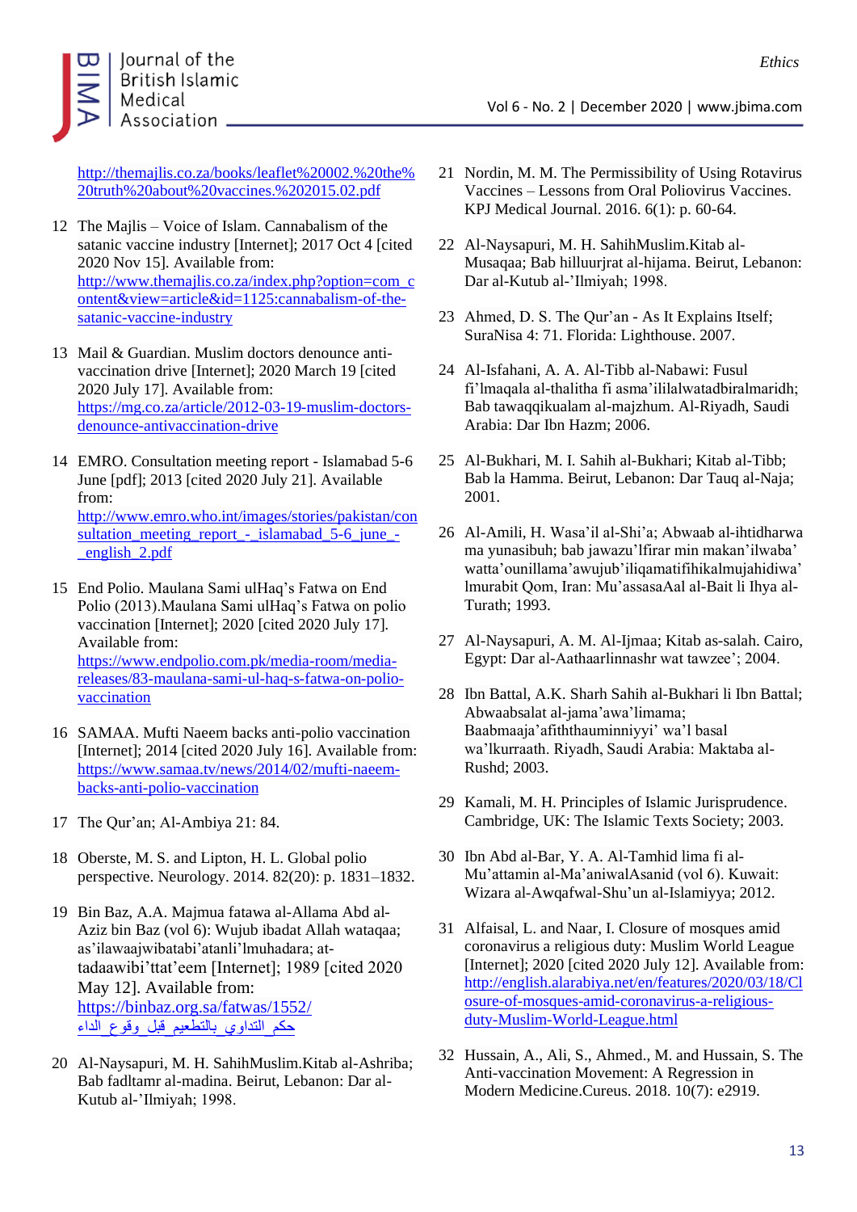http://themajlis.co.za/books/leaflet%20002.%20the%20truth%20about%20vaccines.%202015.02.pdf

12 The Majlis – Voice of Islam. Cannabalism of the satanic vaccine industry [Internet]; 2017 Oct 4 [cited 2020 Nov 15]. Available from: http://www.themajlis.co.za/index.php?option=com_content&view=article&id=1125:cannabalism-of-the-satanic-vaccine-industry

13 Mail & Guardian. Muslim doctors denounce anti-vaccination drive [Internet]; 2020 March 19 [cited 2020 July 17]. Available from: https://mg.co.za/article/2012-03-19-muslim-doctors-denounce-antivaccination-drive

14 EMRO. Consultation meeting report - Islamabad 5-6 June [pdf]; 2013 [cited 2020 July 21]. Available from: http://www.emro.who.int/images/stories/pakistan/consultation_meeting_report_-_islamabad_5-6_june_-_english_2.pdf

15 End Polio. Maulana Sami ulHaq's Fatwa on End Polio (2013).Maulana Sami ulHaq's Fatwa on polio vaccination [Internet]; 2020 [cited 2020 July 17]. Available from: https://www.endpolio.com.pk/media-room/media-releases/83-maulana-sami-ul-haq-s-fatwa-on-polio-vaccination

16 SAMAA. Mufti Naeem backs anti-polio vaccination [Internet]; 2014 [cited 2020 July 16]. Available from: https://www.samaa.tv/news/2014/02/mufti-naeem-backs-anti-polio-vaccination

17 The Qur'an; Al-Ambiya 21: 84.

18 Oberste, M. S. and Lipton, H. L. Global polio perspective. Neurology. 2014. 82(20): p. 1831–1832.

19 Bin Baz, A.A. Majmua fatawa al-Allama Abd al-Aziz bin Baz (vol 6): Wujub ibadat Allah wataqaa; as'ilawaajwibatabi'atanli'lmuhadara; at-tadaawibi'ttat'eem [Internet]; 1989 [cited 2020 May 12]. Available from: https://binbaz.org.sa/fatwas/1552/حكم_التداوي_بالتطعيم_قبل_وقوع_الداء

20 Al-Naysapuri, M. H. SahihMuslim.Kitab al-Ashriba; Bab fadltamr al-madina. Beirut, Lebanon: Dar al-Kutub al-'Ilmiyah; 1998.

21 Nordin, M. M. The Permissibility of Using Rotavirus Vaccines – Lessons from Oral Poliovirus Vaccines. KPJ Medical Journal. 2016. 6(1): p. 60-64.

22 Al-Naysapuri, M. H. SahihMuslim.Kitab al-Musaqaa; Bab hilluurjrat al-hijama. Beirut, Lebanon: Dar al-Kutub al-'Ilmiyah; 1998.

23 Ahmed, D. S. The Qur'an - As It Explains Itself; SuraNisa 4: 71. Florida: Lighthouse. 2007.

24 Al-Isfahani, A. A. Al-Tibb al-Nabawi: Fusul fi'lmaqala al-thalitha fi asma'ililalwatadbiralmaridh; Bab tawaqqikualam al-majzhum. Al-Riyadh, Saudi Arabia: Dar Ibn Hazm; 2006.

25 Al-Bukhari, M. I. Sahih al-Bukhari; Kitab al-Tibb; Bab la Hamma. Beirut, Lebanon: Dar Tauq al-Naja; 2001.

26 Al-Amili, H. Wasa'il al-Shi'a; Abwaab al-ihtidharwa ma yunasibuh; bab jawazu'lfirar min makan'ilwaba' watta'ounillama'awujub'iliqamatifihikalmujahidiwa'lmurabit Qom, Iran: Mu'assasaAal al-Bait li Ihya al-Turath; 1993.

27 Al-Naysapuri, A. M. Al-Ijmaa; Kitab as-salah. Cairo, Egypt: Dar al-Aathaarlinnashr wat tawzee'; 2004.

28 Ibn Battal, A.K. Sharh Sahih al-Bukhari li Ibn Battal; Abwaabsalat al-jama'awa'limama; Baabmaaja'afiththauminniyyi' wa'l basal wa'lkurraath. Riyadh, Saudi Arabia: Maktaba al-Rushd; 2003.

29 Kamali, M. H. Principles of Islamic Jurisprudence. Cambridge, UK: The Islamic Texts Society; 2003.

30 Ibn Abd al-Bar, Y. A. Al-Tamhid lima fi al-Mu'attamin al-Ma'aniwalAsanid (vol 6). Kuwait: Wizara al-Awqafwal-Shu'un al-Islamiyya; 2012.

31 Alfaisal, L. and Naar, I. Closure of mosques amid coronavirus a religious duty: Muslim World League [Internet]; 2020 [cited 2020 July 12]. Available from: http://english.alarabiya.net/en/features/2020/03/18/Closure-of-mosques-amid-coronavirus-a-religious-duty-Muslim-World-League.html

32 Hussain, A., Ali, S., Ahmed., M. and Hussain, S. The Anti-vaccination Movement: A Regression in Modern Medicine.Cureus. 2018. 10(7): e2919.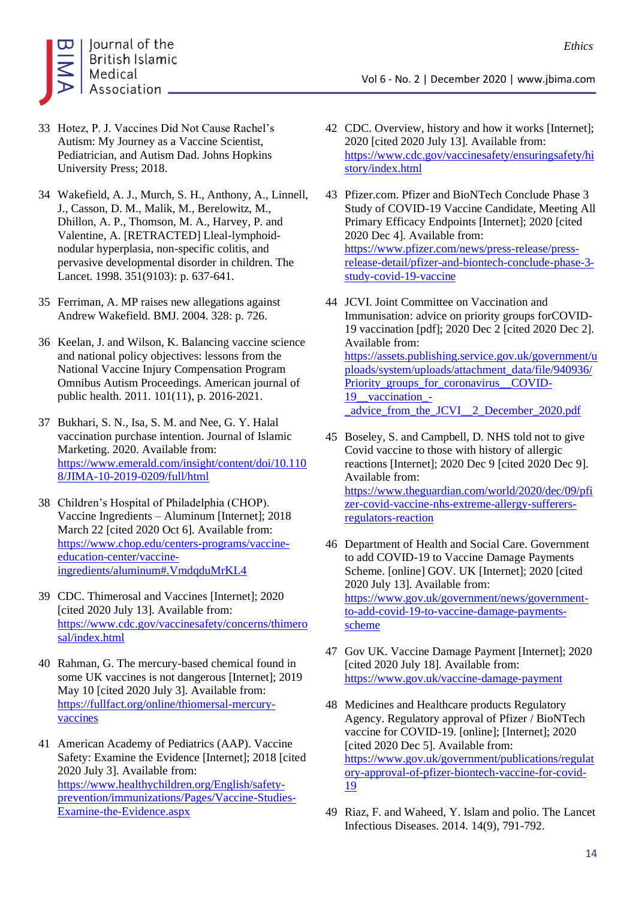33 Hotez, P. J. Vaccines Did Not Cause Rachel's Autism: My Journey as a Vaccine Scientist, Pediatrician, and Autism Dad. Johns Hopkins University Press; 2018.

34 Wakefield, A. J., Murch, S. H., Anthony, A., Linnell, J., Casson, D. M., Malik, M., Berelowitz, M., Dhillon, A. P., Thomson, M. A., Harvey, P. and Valentine, A. [RETRACTED] Lleal-lymphoid-nodular hyperplasia, non-specific colitis, and pervasive developmental disorder in children. The Lancet. 1998. 351(9103): p. 637-641.

35 Ferriman, A. MP raises new allegations against Andrew Wakefield. BMJ. 2004. 328: p. 726.

36 Keelan, J. and Wilson, K. Balancing vaccine science and national policy objectives: lessons from the National Vaccine Injury Compensation Program Omnibus Autism Proceedings. American journal of public health. 2011. 101(11), p. 2016-2021.

37 Bukhari, S. N., Isa, S. M. and Nee, G. Y. Halal vaccination purchase intention. Journal of Islamic Marketing. 2020. Available from: https://www.emerald.com/insight/content/doi/10.1108/JIMA-10-2019-0209/full/html

38 Children's Hospital of Philadelphia (CHOP). Vaccine Ingredients – Aluminum [Internet]; 2018 March 22 [cited 2020 Oct 6]. Available from: https://www.chop.edu/centers-programs/vaccine-education-center/vaccine-ingredients/aluminum#.VmdqduMrKL4

39 CDC. Thimerosal and Vaccines [Internet]; 2020 [cited 2020 July 13]. Available from: https://www.cdc.gov/vaccinesafety/concerns/thimerosal/index.html

40 Rahman, G. The mercury-based chemical found in some UK vaccines is not dangerous [Internet]; 2019 May 10 [cited 2020 July 3]. Available from: https://fullfact.org/online/thiomersal-mercury-vaccines

41 American Academy of Pediatrics (AAP). Vaccine Safety: Examine the Evidence [Internet]; 2018 [cited 2020 July 3]. Available from: https://www.healthychildren.org/English/safety-prevention/immunizations/Pages/Vaccine-Studies-Examine-the-Evidence.aspx

42 CDC. Overview, history and how it works [Internet]; 2020 [cited 2020 July 13]. Available from: https://www.cdc.gov/vaccinesafety/ensuringsafety/history/index.html

43 Pfizer.com. Pfizer and BioNTech Conclude Phase 3 Study of COVID-19 Vaccine Candidate, Meeting All Primary Efficacy Endpoints [Internet]; 2020 [cited 2020 Dec 4]. Available from: https://www.pfizer.com/news/press-release/press-release-detail/pfizer-and-biontech-conclude-phase-3-study-covid-19-vaccine

44 JCVI. Joint Committee on Vaccination and Immunisation: advice on priority groups forCOVID-19 vaccination [pdf]; 2020 Dec 2 [cited 2020 Dec 2]. Available from: https://assets.publishing.service.gov.uk/government/uploads/system/uploads/attachment_data/file/940936/Priority_groups_for_coronavirus__COVID-19__vaccination_-_advice_from_the_JCVI__2_December_2020.pdf

45 Boseley, S. and Campbell, D. NHS told not to give Covid vaccine to those with history of allergic reactions [Internet]; 2020 Dec 9 [cited 2020 Dec 9]. Available from: https://www.theguardian.com/world/2020/dec/09/pfizer-covid-vaccine-nhs-extreme-allergy-sufferers-regulators-reaction

46 Department of Health and Social Care. Government to add COVID-19 to Vaccine Damage Payments Scheme. [online] GOV. UK [Internet]; 2020 [cited 2020 July 13]. Available from: https://www.gov.uk/government/news/government-to-add-covid-19-to-vaccine-damage-payments-scheme

47 Gov UK. Vaccine Damage Payment [Internet]; 2020 [cited 2020 July 18]. Available from: https://www.gov.uk/vaccine-damage-payment

48 Medicines and Healthcare products Regulatory Agency. Regulatory approval of Pfizer / BioNTech vaccine for COVID-19. [online]; [Internet]; 2020 [cited 2020 Dec 5]. Available from: https://www.gov.uk/government/publications/regulatory-approval-of-pfizer-biontech-vaccine-for-covid-19

49 Riaz, F. and Waheed, Y. Islam and polio. The Lancet Infectious Diseases. 2014. 14(9), 791-792.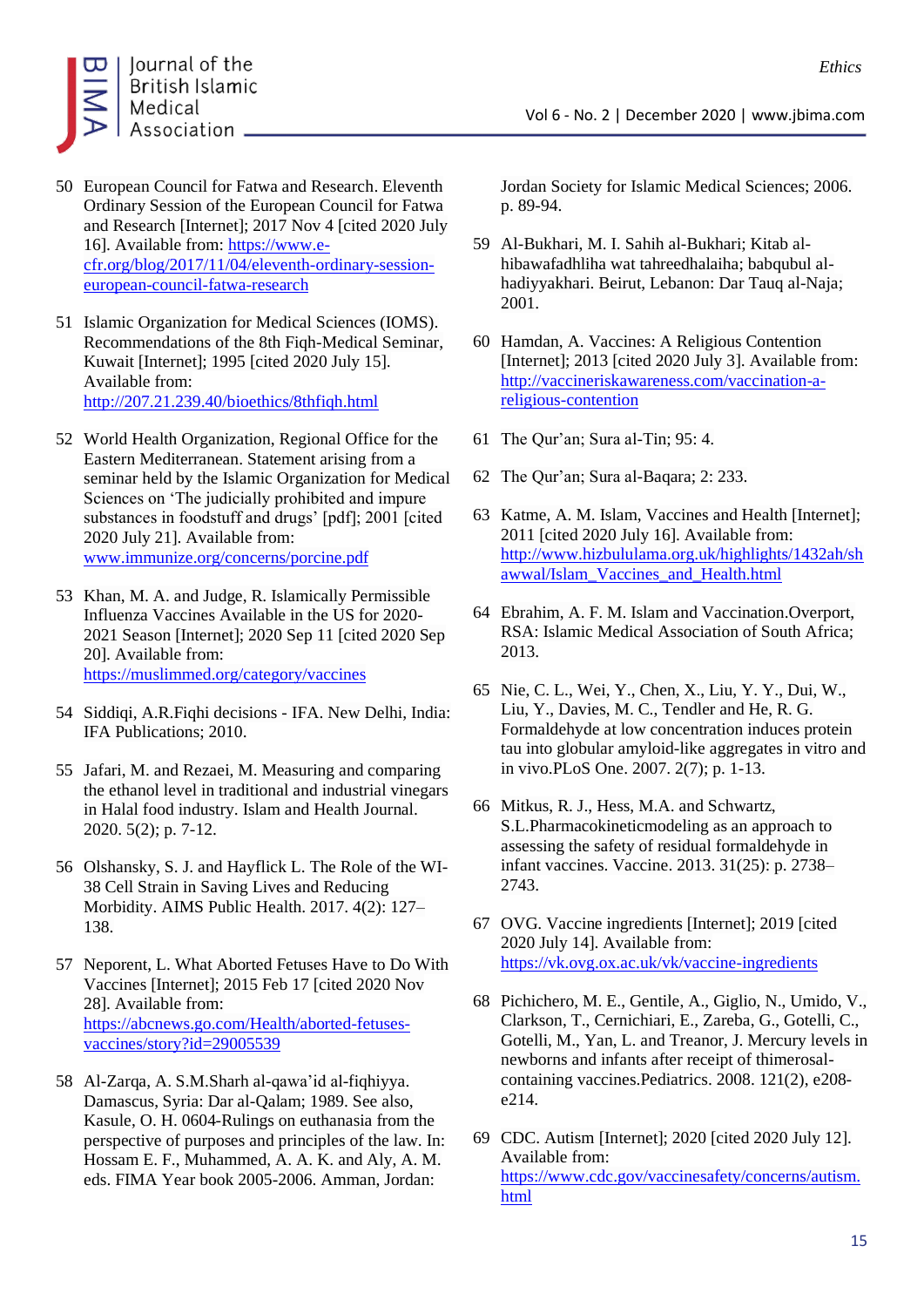50 European Council for Fatwa and Research. Eleventh Ordinary Session of the European Council for Fatwa and Research [Internet]; 2017 Nov 4 [cited 2020 July 16]. Available from: https://www.e-cfr.org/blog/2017/11/04/eleventh-ordinary-session-european-council-fatwa-research

51 Islamic Organization for Medical Sciences (IOMS). Recommendations of the 8th Fiqh-Medical Seminar, Kuwait [Internet]; 1995 [cited 2020 July 15]. Available from: http://207.21.239.40/bioethics/8thfiqh.html

52 World Health Organization, Regional Office for the Eastern Mediterranean. Statement arising from a seminar held by the Islamic Organization for Medical Sciences on 'The judicially prohibited and impure substances in foodstuff and drugs' [pdf]; 2001 [cited 2020 July 21]. Available from: www.immunize.org/concerns/porcine.pdf

53 Khan, M. A. and Judge, R. Islamically Permissible Influenza Vaccines Available in the US for 2020-2021 Season [Internet]; 2020 Sep 11 [cited 2020 Sep 20]. Available from: https://muslimmed.org/category/vaccines

54 Siddiqi, A.R.Fiqhi decisions - IFA. New Delhi, India: IFA Publications; 2010.

55 Jafari, M. and Rezaei, M. Measuring and comparing the ethanol level in traditional and industrial vinegars in Halal food industry. Islam and Health Journal. 2020. 5(2); p. 7-12.

56 Olshansky, S. J. and Hayflick L. The Role of the WI-38 Cell Strain in Saving Lives and Reducing Morbidity. AIMS Public Health. 2017. 4(2): 127–138.

57 Neporent, L. What Aborted Fetuses Have to Do With Vaccines [Internet]; 2015 Feb 17 [cited 2020 Nov 28]. Available from: https://abcnews.go.com/Health/aborted-fetuses-vaccines/story?id=29005539

58 Al-Zarqa, A. S.M.Sharh al-qawa'id al-fiqhiyya. Damascus, Syria: Dar al-Qalam; 1989. See also, Kasule, O. H. 0604-Rulings on euthanasia from the perspective of purposes and principles of the law. In: Hossam E. F., Muhammed, A. A. K. and Aly, A. M. eds. FIMA Year book 2005-2006. Amman, Jordan: Jordan Society for Islamic Medical Sciences; 2006. p. 89-94.

59 Al-Bukhari, M. I. Sahih al-Bukhari; Kitab al-hibawafadhliha wat tahreedhalaiha; babqubul al-hadiyyakhari. Beirut, Lebanon: Dar Tauq al-Naja; 2001.

60 Hamdan, A. Vaccines: A Religious Contention [Internet]; 2013 [cited 2020 July 3]. Available from: http://vaccineriskawareness.com/vaccination-a-religious-contention

61 The Qur'an; Sura al-Tin; 95: 4.

62 The Qur'an; Sura al-Baqara; 2: 233.

63 Katme, A. M. Islam, Vaccines and Health [Internet]; 2011 [cited 2020 July 16]. Available from: http://www.hizbululama.org.uk/highlights/1432ah/shawwal/Islam_Vaccines_and_Health.html

64 Ebrahim, A. F. M. Islam and Vaccination.Overport, RSA: Islamic Medical Association of South Africa; 2013.

65 Nie, C. L., Wei, Y., Chen, X., Liu, Y. Y., Dui, W., Liu, Y., Davies, M. C., Tendler and He, R. G. Formaldehyde at low concentration induces protein tau into globular amyloid-like aggregates in vitro and in vivo.PLoS One. 2007. 2(7); p. 1-13.

66 Mitkus, R. J., Hess, M.A. and Schwartz, S.L.Pharmacokineticmodeling as an approach to assessing the safety of residual formaldehyde in infant vaccines. Vaccine. 2013. 31(25): p. 2738–2743.

67 OVG. Vaccine ingredients [Internet]; 2019 [cited 2020 July 14]. Available from: https://vk.ovg.ox.ac.uk/vk/vaccine-ingredients

68 Pichichero, M. E., Gentile, A., Giglio, N., Umido, V., Clarkson, T., Cernichiari, E., Zareba, G., Gotelli, C., Gotelli, M., Yan, L. and Treanor, J. Mercury levels in newborns and infants after receipt of thimerosal-containing vaccines.Pediatrics. 2008. 121(2), e208-e214.

69 CDC. Autism [Internet]; 2020 [cited 2020 July 12]. Available from: https://www.cdc.gov/vaccinesafety/concerns/autism.html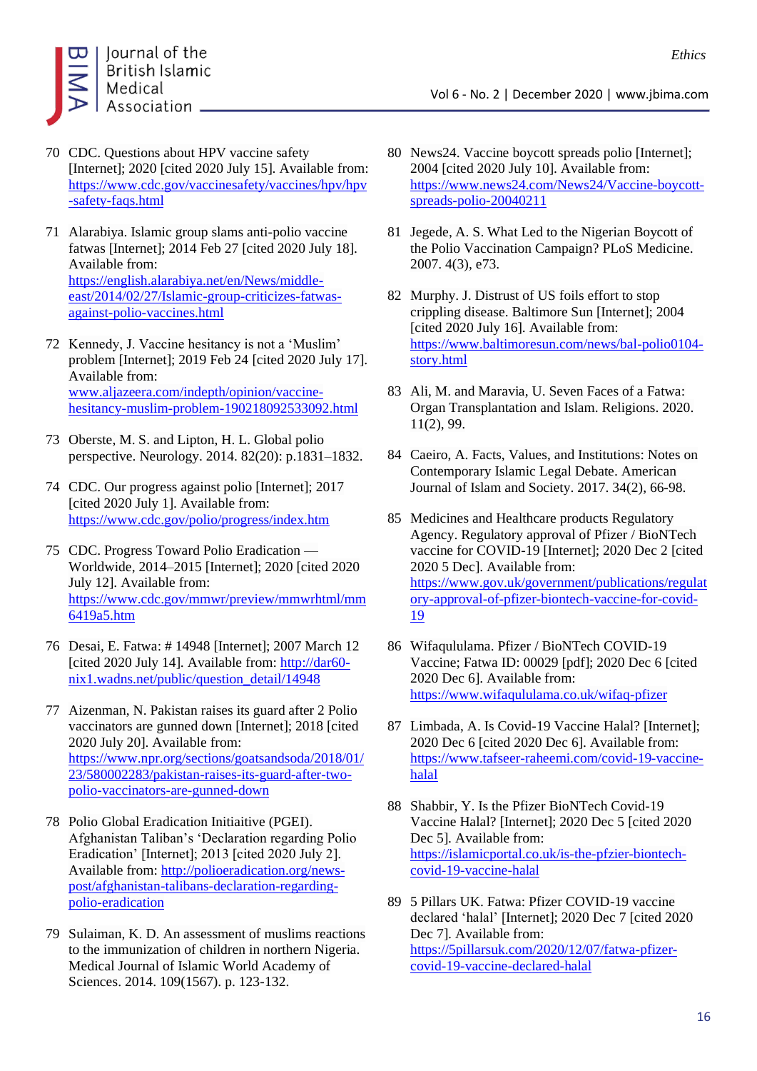70 CDC. Questions about HPV vaccine safety [Internet]; 2020 [cited 2020 July 15]. Available from: https://www.cdc.gov/vaccinesafety/vaccines/hpv/hpv-safety-faqs.html

71 Alarabiya. Islamic group slams anti-polio vaccine fatwas [Internet]; 2014 Feb 27 [cited 2020 July 18]. Available from: https://english.alarabiya.net/en/News/middle-east/2014/02/27/Islamic-group-criticizes-fatwas-against-polio-vaccines.html

72 Kennedy, J. Vaccine hesitancy is not a 'Muslim' problem [Internet]; 2019 Feb 24 [cited 2020 July 17]. Available from: www.aljazeera.com/indepth/opinion/vaccine-hesitancy-muslim-problem-190218092533092.html

73 Oberste, M. S. and Lipton, H. L. Global polio perspective. Neurology. 2014. 82(20): p.1831–1832.

74 CDC. Our progress against polio [Internet]; 2017 [cited 2020 July 1]. Available from: https://www.cdc.gov/polio/progress/index.htm

75 CDC. Progress Toward Polio Eradication — Worldwide, 2014–2015 [Internet]; 2020 [cited 2020 July 12]. Available from: https://www.cdc.gov/mmwr/preview/mmwrhtml/mm6419a5.htm

76 Desai, E. Fatwa: # 14948 [Internet]; 2007 March 12 [cited 2020 July 14]. Available from: http://dar60-nix1.wadns.net/public/question_detail/14948

77 Aizenman, N. Pakistan raises its guard after 2 Polio vaccinators are gunned down [Internet]; 2018 [cited 2020 July 20]. Available from: https://www.npr.org/sections/goatsandsoda/2018/01/23/580002283/pakistan-raises-its-guard-after-two-polio-vaccinators-are-gunned-down

78 Polio Global Eradication Initiaitive (PGEI). Afghanistan Taliban's 'Declaration regarding Polio Eradication' [Internet]; 2013 [cited 2020 July 2]. Available from: http://polioeradication.org/news-post/afghanistan-talibans-declaration-regarding-polio-eradication

79 Sulaiman, K. D. An assessment of muslims reactions to the immunization of children in northern Nigeria. Medical Journal of Islamic World Academy of Sciences. 2014. 109(1567). p. 123-132.

80 News24. Vaccine boycott spreads polio [Internet]; 2004 [cited 2020 July 10]. Available from: https://www.news24.com/News24/Vaccine-boycott-spreads-polio-20040211

81 Jegede, A. S. What Led to the Nigerian Boycott of the Polio Vaccination Campaign? PLoS Medicine. 2007. 4(3), e73.

82 Murphy. J. Distrust of US foils effort to stop crippling disease. Baltimore Sun [Internet]; 2004 [cited 2020 July 16]. Available from: https://www.baltimoresun.com/news/bal-polio0104-story.html

83 Ali, M. and Maravia, U. Seven Faces of a Fatwa: Organ Transplantation and Islam. Religions. 2020. 11(2), 99.

84 Caeiro, A. Facts, Values, and Institutions: Notes on Contemporary Islamic Legal Debate. American Journal of Islam and Society. 2017. 34(2), 66-98.

85 Medicines and Healthcare products Regulatory Agency. Regulatory approval of Pfizer / BioNTech vaccine for COVID-19 [Internet]; 2020 Dec 2 [cited 2020 5 Dec]. Available from: https://www.gov.uk/government/publications/regulatory-approval-of-pfizer-biontech-vaccine-for-covid-19

86 Wifaqululama. Pfizer / BioNTech COVID-19 Vaccine; Fatwa ID: 00029 [pdf]; 2020 Dec 6 [cited 2020 Dec 6]. Available from: https://www.wifaqululama.co.uk/wifaq-pfizer

87 Limbada, A. Is Covid-19 Vaccine Halal? [Internet]; 2020 Dec 6 [cited 2020 Dec 6]. Available from: https://www.tafseer-raheemi.com/covid-19-vaccine-halal

88 Shabbir, Y. Is the Pfizer BioNTech Covid-19 Vaccine Halal? [Internet]; 2020 Dec 5 [cited 2020 Dec 5]. Available from: https://islamicportal.co.uk/is-the-pfzier-biontech-covid-19-vaccine-halal

89 5 Pillars UK. Fatwa: Pfizer COVID-19 vaccine declared 'halal' [Internet]; 2020 Dec 7 [cited 2020 Dec 7]. Available from: https://5pillarsuk.com/2020/12/07/fatwa-pfizer-covid-19-vaccine-declared-halal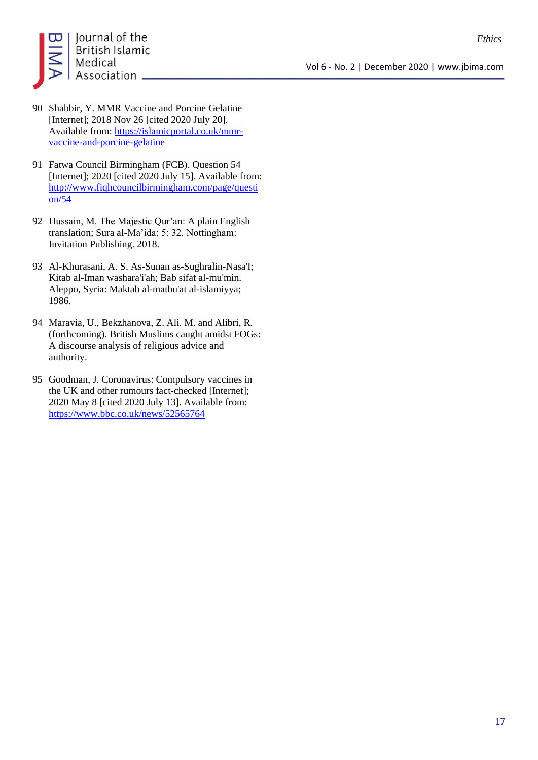90 Shabbir, Y. MMR Vaccine and Porcine Gelatine [Internet]; 2018 Nov 26 [cited 2020 July 20]. Available from: https://islamicportal.co.uk/mmr-vaccine-and-porcine-gelatine

91 Fatwa Council Birmingham (FCB). Question 54 [Internet]; 2020 [cited 2020 July 15]. Available from: http://www.fiqhcouncilbirmingham.com/page/question/54

92 Hussain, M. The Majestic Qur'an: A plain English translation; Sura al-Ma'ida; 5: 32. Nottingham: Invitation Publishing. 2018.

93 Al-Khurasani, A. S. As-Sunan as-Sughralin-Nasa'I; Kitab al-Iman washara'i'ah; Bab sifat al-mu'min. Aleppo, Syria: Maktab al-matbu'at al-islamiyya; 1986.

94 Maravia, U., Bekzhanova, Z. Ali. M. and Alibri, R. (forthcoming). British Muslims caught amidst FOGs: A discourse analysis of religious advice and authority.

95 Goodman, J. Coronavirus: Compulsory vaccines in the UK and other rumours fact-checked [Internet]; 2020 May 8 [cited 2020 July 13]. Available from: https://www.bbc.co.uk/news/52565764